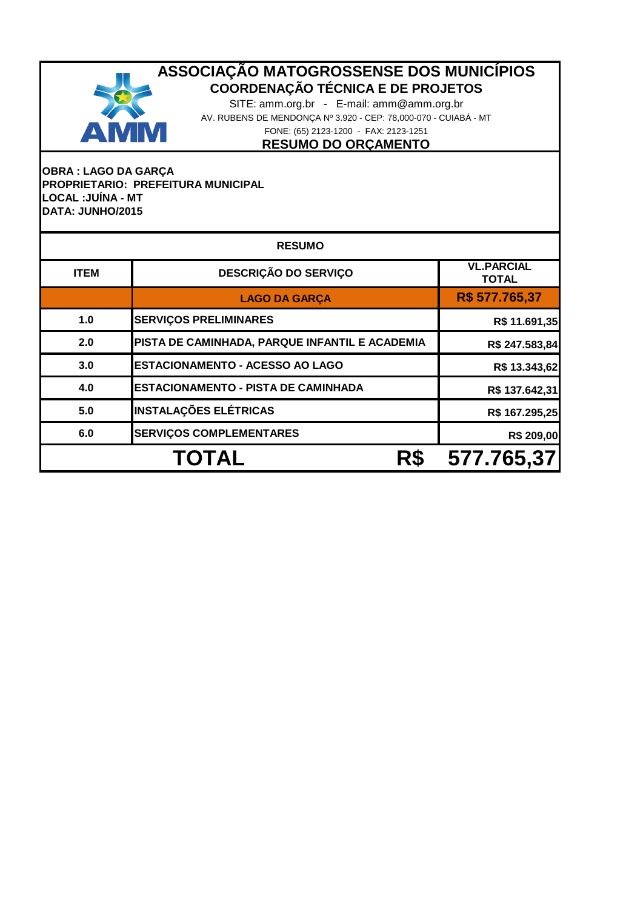# ASSOCIAÇÃO MATOGROSSENSE DOS MUNICÍPIOS

## COORDENAÇÃO TÉCNICA E DE PROJETOS

SITE: amm.org.br - E-mail: amm@amm.org.br

AV. RUBENS DE MENDONÇA Nº 3.920 - CEP: 78,000-070 - CUIABÁ - MT

FONE: (65) 2123-1200 - FAX: 2123-1251

## RESUMO DO ORÇAMENTO

**OBRA : LAGO DA GARÇA**
**PROPRIETARIO: PREFEITURA MUNICIPAL**
**LOCAL :JUÍNA - MT**
**DATA: JUNHO/2015**

**RESUMO**

| ITEM | DESCRIÇÃO DO SERVIÇO | VL.PARCIAL TOTAL |
|---|---|---|
| | **LAGO DA GARÇA** | **R$ 577.765,37** |
| 1.0 | SERVIÇOS PRELIMINARES | R$ 11.691,35 |
| 2.0 | PISTA DE CAMINHADA, PARQUE INFANTIL E ACADEMIA | R$ 247.583,84 |
| 3.0 | ESTACIONAMENTO - ACESSO AO LAGO | R$ 13.343,62 |
| 4.0 | ESTACIONAMENTO - PISTA DE CAMINHADA | R$ 137.642,31 |
| 5.0 | INSTALAÇÕES ELÉTRICAS | R$ 167.295,25 |
| 6.0 | SERVIÇOS COMPLEMENTARES | R$ 209,00 |
| **TOTAL** | **R$** | **577.765,37** |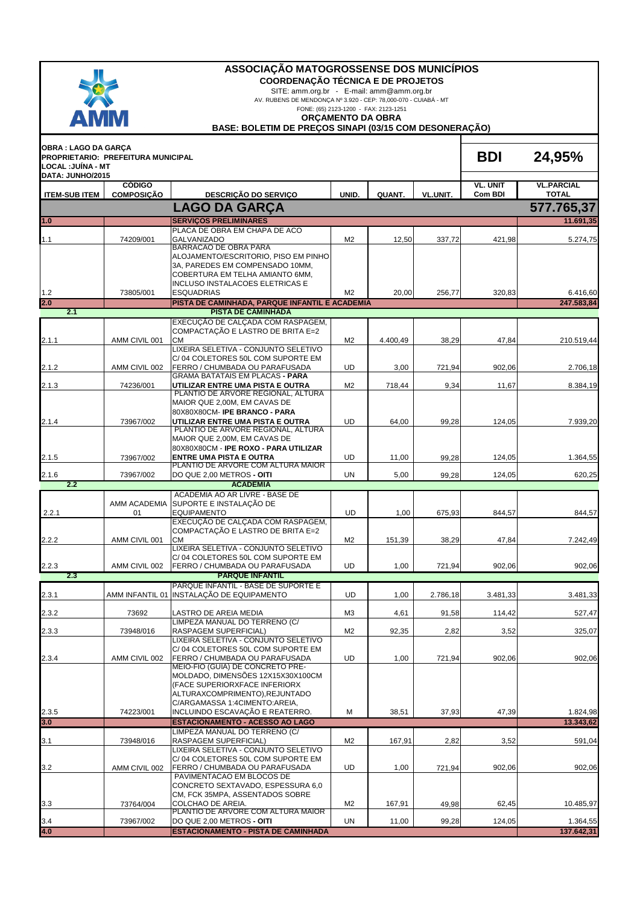# ASSOCIAÇÃO MATOGROSSENSE DOS MUNICÍPIOS

**COORDENAÇÃO TÉCNICA E DE PROJETOS**

SITE: amm.org.br - E-mail: amm@amm.org.br

AV. RUBENS DE MENDONÇA Nº 3.920 - CEP: 78,000-070 - CUIABÁ - MT

FONE: (65) 2123-1200 - FAX: 2123-1251

**ORÇAMENTO DA OBRA**

**BASE: BOLETIM DE PREÇOS SINAPI (03/15 COM DESONERAÇÃO)**

**OBRA : LAGO DA GARÇA**
**PROPRIETARIO: PREFEITURA MUNICIPAL**
**LOCAL :JUÍNA - MT**
**DATA: JUNHO/2015**

**BDI 24,95%**

| ITEM-SUB ITEM | CÓDIGO COMPOSIÇÃO | DESCRIÇÃO DO SERVIÇO | UNID. | QUANT. | VL.UNIT. | VL. UNIT Com BDI | VL.PARCIAL TOTAL |
|---|---|---|---|---|---|---|---|
| | | **LAGO DA GARÇA** | | | | | **577.765,37** |
| **1.0** | | **SERVIÇOS PRELIMINARES** | | | | | **11.691,35** |
| 1.1 | 74209/001 | PLACA DE OBRA EM CHAPA DE ACO GALVANIZADO | M2 | 12,50 | 337,72 | 421,98 | 5.274,75 |
| 1.2 | 73805/001 | BARRACAO DE OBRA PARA ALOJAMENTO/ESCRITORIO, PISO EM PINHO 3A, PAREDES EM COMPENSADO 10MM, COBERTURA EM TELHA AMIANTO 6MM, INCLUSO INSTALACOES ELETRICAS E ESQUADRIAS | M2 | 20,00 | 256,77 | 320,83 | 6.416,60 |
| **2.0** | | **PISTA DE CAMINHADA, PARQUE INFANTIL E ACADEMIA** | | | | | **247.583,84** |
| **2.1** | | **PISTA DE CAMINHADA** | | | | | |
| 2.1.1 | AMM CIVIL 001 | EXECUÇÃO DE CALÇADA COM RASPAGEM, COMPACTAÇÃO E LASTRO DE BRITA E=2 CM | M2 | 4.400,49 | 38,29 | 47,84 | 210.519,44 |
| 2.1.2 | AMM CIVIL 002 | LIXEIRA SELETIVA - CONJUNTO SELETIVO C/ 04 COLETORES 50L COM SUPORTE EM FERRO / CHUMBADA OU PARAFUSADA | UD | 3,00 | 721,94 | 902,06 | 2.706,18 |
| 2.1.3 | 74236/001 | GRAMA BATATAIS EM PLACAS **- PARA UTILIZAR ENTRE UMA PISTA E OUTRA** | M2 | 718,44 | 9,34 | 11,67 | 8.384,19 |
| 2.1.4 | 73967/002 | PLANTIO DE ARVORE REGIONAL, ALTURA MAIOR QUE 2,00M, EM CAVAS DE 80X80X80CM- **IPE BRANCO - PARA UTILIZAR ENTRE UMA PISTA E OUTRA** | UD | 64,00 | 99,28 | 124,05 | 7.939,20 |
| 2.1.5 | 73967/002 | PLANTIO DE ARVORE REGIONAL, ALTURA MAIOR QUE 2,00M, EM CAVAS DE 80X80X80CM - **IPE ROXO - PARA UTILIZAR ENTRE UMA PISTA E OUTRA** | UD | 11,00 | 99,28 | 124,05 | 1.364,55 |
| 2.1.6 | 73967/002 | PLANTIO DE ARVORE COM ALTURA MAIOR DO QUE 2,00 METROS **- OITI** | UN | 5,00 | 99,28 | 124,05 | 620,25 |
| **2.2** | | **ACADEMIA** | | | | | |
| 2.2.1 | AMM ACADEMIA 01 | ACADEMIA AO AR LIVRE - BASE DE SUPORTE E INSTALAÇÃO DE EQUIPAMENTO | UD | 1,00 | 675,93 | 844,57 | 844,57 |
| 2.2.2 | AMM CIVIL 001 | EXECUÇÃO DE CALÇADA COM RASPAGEM, COMPACTAÇÃO E LASTRO DE BRITA E=2 CM | M2 | 151,39 | 38,29 | 47,84 | 7.242,49 |
| 2.2.3 | AMM CIVIL 002 | LIXEIRA SELETIVA - CONJUNTO SELETIVO C/ 04 COLETORES 50L COM SUPORTE EM FERRO / CHUMBADA OU PARAFUSADA | UD | 1,00 | 721,94 | 902,06 | 902,06 |
| **2.3** | | **PARQUE INFANTIL** | | | | | |
| 2.3.1 | AMM INFANTIL 01 | PARQUE INFANTIL - BASE DE SUPORTE E INSTALAÇÃO DE EQUIPAMENTO | UD | 1,00 | 2.786,18 | 3.481,33 | 3.481,33 |
| 2.3.2 | 73692 | LASTRO DE AREIA MEDIA | M3 | 4,61 | 91,58 | 114,42 | 527,47 |
| 2.3.3 | 73948/016 | LIMPEZA MANUAL DO TERRENO (C/ RASPAGEM SUPERFICIAL) | M2 | 92,35 | 2,82 | 3,52 | 325,07 |
| 2.3.4 | AMM CIVIL 002 | LIXEIRA SELETIVA - CONJUNTO SELETIVO C/ 04 COLETORES 50L COM SUPORTE EM FERRO / CHUMBADA OU PARAFUSADA | UD | 1,00 | 721,94 | 902,06 | 902,06 |
| 2.3.5 | 74223/001 | MEIO-FIO (GUIA) DE CONCRETO PRE-MOLDADO, DIMENSÕES 12X15X30X100CM (FACE SUPERIORXFACE INFERIORX ALTURAXCOMPRIMENTO),REJUNTADO C/ARGAMASSA 1:4CIMENTO:AREIA, INCLUINDO ESCAVAÇÃO E REATERRO. | M | 38,51 | 37,93 | 47,39 | 1.824,98 |
| **3.0** | | **ESTACIONAMENTO - ACESSO AO LAGO** | | | | | **13.343,62** |
| 3.1 | 73948/016 | LIMPEZA MANUAL DO TERRENO (C/ RASPAGEM SUPERFICIAL) | M2 | 167,91 | 2,82 | 3,52 | 591,04 |
| 3.2 | AMM CIVIL 002 | LIXEIRA SELETIVA - CONJUNTO SELETIVO C/ 04 COLETORES 50L COM SUPORTE EM FERRO / CHUMBADA OU PARAFUSADA | UD | 1,00 | 721,94 | 902,06 | 902,06 |
| 3.3 | 73764/004 | PAVIMENTACAO EM BLOCOS DE CONCRETO SEXTAVADO, ESPESSURA 6,0 CM, FCK 35MPA, ASSENTADOS SOBRE COLCHAO DE AREIA. | M2 | 167,91 | 49,98 | 62,45 | 10.485,97 |
| 3.4 | 73967/002 | PLANTIO DE ARVORE COM ALTURA MAIOR DO QUE 2,00 METROS **- OITI** | UN | 11,00 | 99,28 | 124,05 | 1.364,55 |
| **4.0** | | **ESTACIONAMENTO - PISTA DE CAMINHADA** | | | | | **137.642,31** |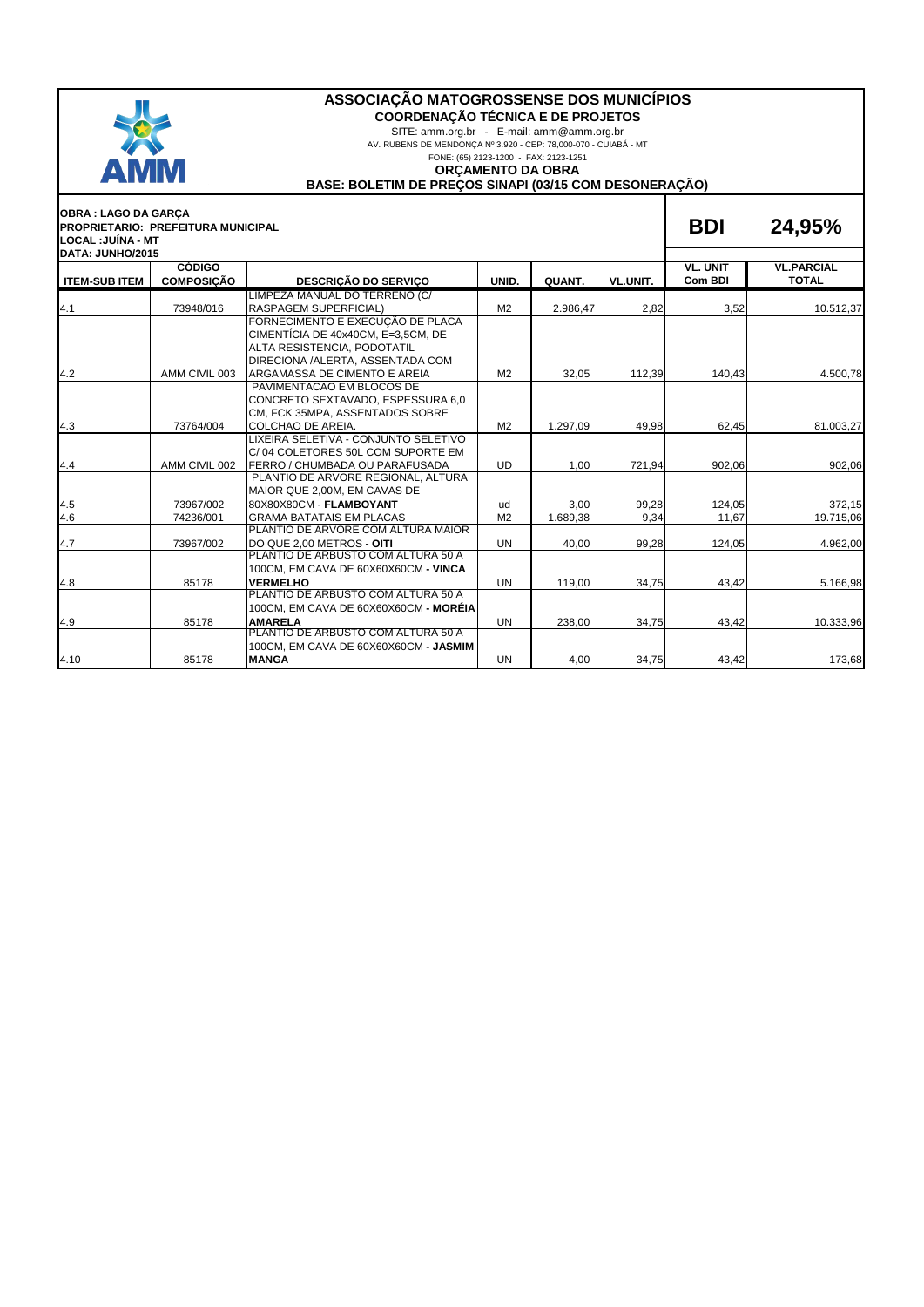# ASSOCIAÇÃO MATOGROSSENSE DOS MUNICÍPIOS

## COORDENAÇÃO TÉCNICA E DE PROJETOS

SITE: amm.org.br - E-mail: amm@amm.org.br

AV. RUBENS DE MENDONÇA Nº 3.920 - CEP: 78,000-070 - CUIABÁ - MT

FONE: (65) 2123-1200 - FAX: 2123-1251

**ORÇAMENTO DA OBRA**

**BASE: BOLETIM DE PREÇOS SINAPI (03/15 COM DESONERAÇÃO)**

**OBRA : LAGO DA GARÇA**
**PROPRIETARIO: PREFEITURA MUNICIPAL**
**LOCAL :JUÍNA - MT**
**DATA: JUNHO/2015**

**BDI 24,95%**

| ITEM-SUB ITEM | CÓDIGO COMPOSIÇÃO | DESCRIÇÃO DO SERVIÇO | UNID. | QUANT. | VL.UNIT. | VL. UNIT Com BDI | VL.PARCIAL TOTAL |
|---|---|---|---|---|---|---|---|
| 4.1 | 73948/016 | LIMPEZA MANUAL DO TERRENO (C/ RASPAGEM SUPERFICIAL) | M2 | 2.986,47 | 2,82 | 3,52 | 10.512,37 |
| 4.2 | AMM CIVIL 003 | FORNECIMENTO E EXECUÇÃO DE PLACA CIMENTÍCIA DE 40x40CM, E=3,5CM, DE ALTA RESISTENCIA, PODOTATIL DIRECIONA /ALERTA, ASSENTADA COM ARGAMASSA DE CIMENTO E AREIA | M2 | 32,05 | 112,39 | 140,43 | 4.500,78 |
| 4.3 | 73764/004 | PAVIMENTACAO EM BLOCOS DE CONCRETO SEXTAVADO, ESPESSURA 6,0 CM, FCK 35MPA, ASSENTADOS SOBRE COLCHAO DE AREIA. | M2 | 1.297,09 | 49,98 | 62,45 | 81.003,27 |
| 4.4 | AMM CIVIL 002 | LIXEIRA SELETIVA - CONJUNTO SELETIVO C/ 04 COLETORES 50L COM SUPORTE EM FERRO / CHUMBADA OU PARAFUSADA | UD | 1,00 | 721,94 | 902,06 | 902,06 |
| 4.5 | 73967/002 | PLANTIO DE ARVORE REGIONAL, ALTURA MAIOR QUE 2,00M, EM CAVAS DE 80X80X80CM - **FLAMBOYANT** | ud | 3,00 | 99,28 | 124,05 | 372,15 |
| 4.6 | 74236/001 | GRAMA BATATAIS EM PLACAS | M2 | 1.689,38 | 9,34 | 11,67 | 19.715,06 |
| 4.7 | 73967/002 | PLANTIO DE ARVORE COM ALTURA MAIOR DO QUE 2,00 METROS **- OITI** | UN | 40,00 | 99,28 | 124,05 | 4.962,00 |
| 4.8 | 85178 | PLANTIO DE ARBUSTO COM ALTURA 50 A 100CM, EM CAVA DE 60X60X60CM **- VINCA VERMELHO** | UN | 119,00 | 34,75 | 43,42 | 5.166,98 |
| 4.9 | 85178 | PLANTIO DE ARBUSTO COM ALTURA 50 A 100CM, EM CAVA DE 60X60X60CM **- MORÉIA AMARELA** | UN | 238,00 | 34,75 | 43,42 | 10.333,96 |
| 4.10 | 85178 | PLANTIO DE ARBUSTO COM ALTURA 50 A 100CM, EM CAVA DE 60X60X60CM **- JASMIM MANGA** | UN | 4,00 | 34,75 | 43,42 | 173,68 |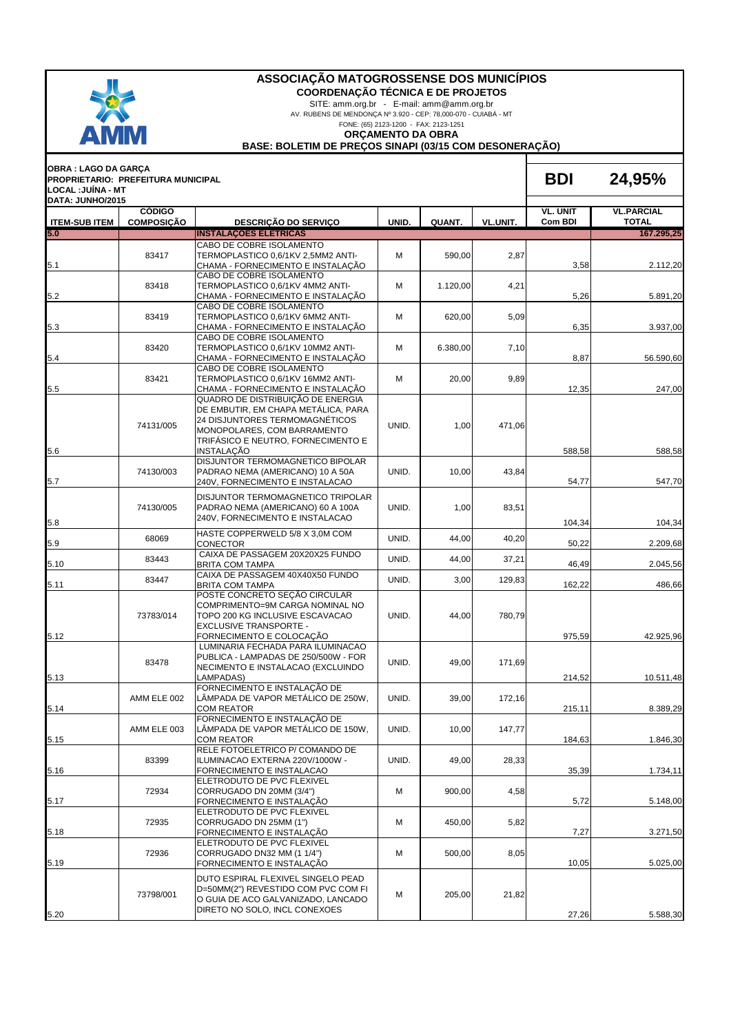# ASSOCIAÇÃO MATOGROSSENSE DOS MUNICÍPIOS

**COORDENAÇÃO TÉCNICA DE PROJETOS**

SITE: amm.org.br - E-mail: amm@amm.org.br

AV. RUBENS DE MENDONÇA Nº 3.920 - CEP: 78,000-070 - CUIABÁ - MT

FONE: (65) 2123-1200 - FAX: 2123-1251

**ORÇAMENTO DA OBRA**

**BASE: BOLETIM DE PREÇOS SINAPI (03/15 COM DESONERAÇÃO)**

**OBRA : LAGO DA GARÇA**
**PROPRIETARIO: PREFEITURA MUNICIPAL**
**LOCAL :JUÍNA - MT**
**DATA: JUNHO/2015**

**BDI 24,95%**

| ITEM-SUB ITEM | CÓDIGO COMPOSIÇÃO | DESCRIÇÃO DO SERVIÇO | UNID. | QUANT. | VL.UNIT. | VL. UNIT Com BDI | VL.PARCIAL TOTAL |
|---|---|---|---|---|---|---|---|
| **5.0** | | **INSTALAÇÕES ELÉTRICAS** | | | | | **167.295,25** |
| 5.1 | 83417 | CABO DE COBRE ISOLAMENTO TERMOPLASTICO 0,6/1KV 2,5MM2 ANTI-CHAMA - FORNECIMENTO E INSTALAÇÃO | M | 590,00 | 2,87 | 3,58 | 2.112,20 |
| 5.2 | 83418 | CABO DE COBRE ISOLAMENTO TERMOPLASTICO 0,6/1KV 4MM2 ANTI-CHAMA - FORNECIMENTO E INSTALAÇÃO | M | 1.120,00 | 4,21 | 5,26 | 5.891,20 |
| 5.3 | 83419 | CABO DE COBRE ISOLAMENTO TERMOPLASTICO 0,6/1KV 6MM2 ANTI-CHAMA - FORNECIMENTO E INSTALAÇÃO | M | 620,00 | 5,09 | 6,35 | 3.937,00 |
| 5.4 | 83420 | CABO DE COBRE ISOLAMENTO TERMOPLASTICO 0,6/1KV 10MM2 ANTI-CHAMA - FORNECIMENTO E INSTALAÇÃO | M | 6.380,00 | 7,10 | 8,87 | 56.590,60 |
| 5.5 | 83421 | CABO DE COBRE ISOLAMENTO TERMOPLASTICO 0,6/1KV 16MM2 ANTI-CHAMA - FORNECIMENTO E INSTALAÇÃO | M | 20,00 | 9,89 | 12,35 | 247,00 |
| 5.6 | 74131/005 | QUADRO DE DISTRIBUIÇÃO DE ENERGIA DE EMBUTIR, EM CHAPA METÁLICA, PARA 24 DISJUNTORES TERMOMAGNÉTICOS MONOPOLARES, COM BARRAMENTO TRIFÁSICO E NEUTRO, FORNECIMENTO E INSTALAÇÃO | UNID. | 1,00 | 471,06 | 588,58 | 588,58 |
| 5.7 | 74130/003 | DISJUNTOR TERMOMAGNETICO BIPOLAR PADRAO NEMA (AMERICANO) 10 A 50A 240V, FORNECIMENTO E INSTALACAO | UNID. | 10,00 | 43,84 | 54,77 | 547,70 |
| 5.8 | 74130/005 | DISJUNTOR TERMOMAGNETICO TRIPOLAR PADRAO NEMA (AMERICANO) 60 A 100A 240V, FORNECIMENTO E INSTALACAO | UNID. | 1,00 | 83,51 | 104,34 | 104,34 |
| 5.9 | 68069 | HASTE COPPERWELD 5/8 X 3,0M COM CONECTOR | UNID. | 44,00 | 40,20 | 50,22 | 2.209,68 |
| 5.10 | 83443 | CAIXA DE PASSAGEM 20X20X25 FUNDO BRITA COM TAMPA | UNID. | 44,00 | 37,21 | 46,49 | 2.045,56 |
| 5.11 | 83447 | CAIXA DE PASSAGEM 40X40X50 FUNDO BRITA COM TAMPA | UNID. | 3,00 | 129,83 | 162,22 | 486,66 |
| 5.12 | 73783/014 | POSTE CONCRETO SEÇÃO CIRCULAR COMPRIMENTO=9M CARGA NOMINAL NO TOPO 200 KG INCLUSIVE ESCAVACAO EXCLUSIVE TRANSPORTE - FORNECIMENTO E COLOCAÇÃO | UNID. | 44,00 | 780,79 | 975,59 | 42.925,96 |
| 5.13 | 83478 | LUMINARIA FECHADA PARA ILUMINACAO PUBLICA - LAMPADAS DE 250/500W - FOR NECIMENTO E INSTALACAO (EXCLUINDO LAMPADAS) | UNID. | 49,00 | 171,69 | 214,52 | 10.511,48 |
| 5.14 | AMM ELE 002 | FORNECIMENTO E INSTALAÇÃO DE LÂMPADA DE VAPOR METÁLICO DE 250W, COM REATOR | UNID. | 39,00 | 172,16 | 215,11 | 8.389,29 |
| 5.15 | AMM ELE 003 | FORNECIMENTO E INSTALAÇÃO DE LÂMPADA DE VAPOR METÁLICO DE 150W, COM REATOR | UNID. | 10,00 | 147,77 | 184,63 | 1.846,30 |
| 5.16 | 83399 | RELE FOTOELETRICO P/ COMANDO DE ILUMINACAO EXTERNA 220V/1000W - FORNECIMENTO E INSTALACAO | UNID. | 49,00 | 28,33 | 35,39 | 1.734,11 |
| 5.17 | 72934 | ELETRODUTO DE PVC FLEXIVEL CORRUGADO DN 20MM (3/4") FORNECIMENTO E INSTALAÇÃO | M | 900,00 | 4,58 | 5,72 | 5.148,00 |
| 5.18 | 72935 | ELETRODUTO DE PVC FLEXIVEL CORRUGADO DN 25MM (1") FORNECIMENTO E INSTALAÇÃO | M | 450,00 | 5,82 | 7,27 | 3.271,50 |
| 5.19 | 72936 | ELETRODUTO DE PVC FLEXIVEL CORRUGADO DN32 MM (1 1/4") FORNECIMENTO E INSTALAÇÃO | M | 500,00 | 8,05 | 10,05 | 5.025,00 |
| 5.20 | 73798/001 | DUTO ESPIRAL FLEXIVEL SINGELO PEAD D=50MM(2") REVESTIDO COM PVC COM FI O GUIA DE ACO GALVANIZADO, LANCADO DIRETO NO SOLO, INCL CONEXOES | M | 205,00 | 21,82 | 27,26 | 5.588,30 |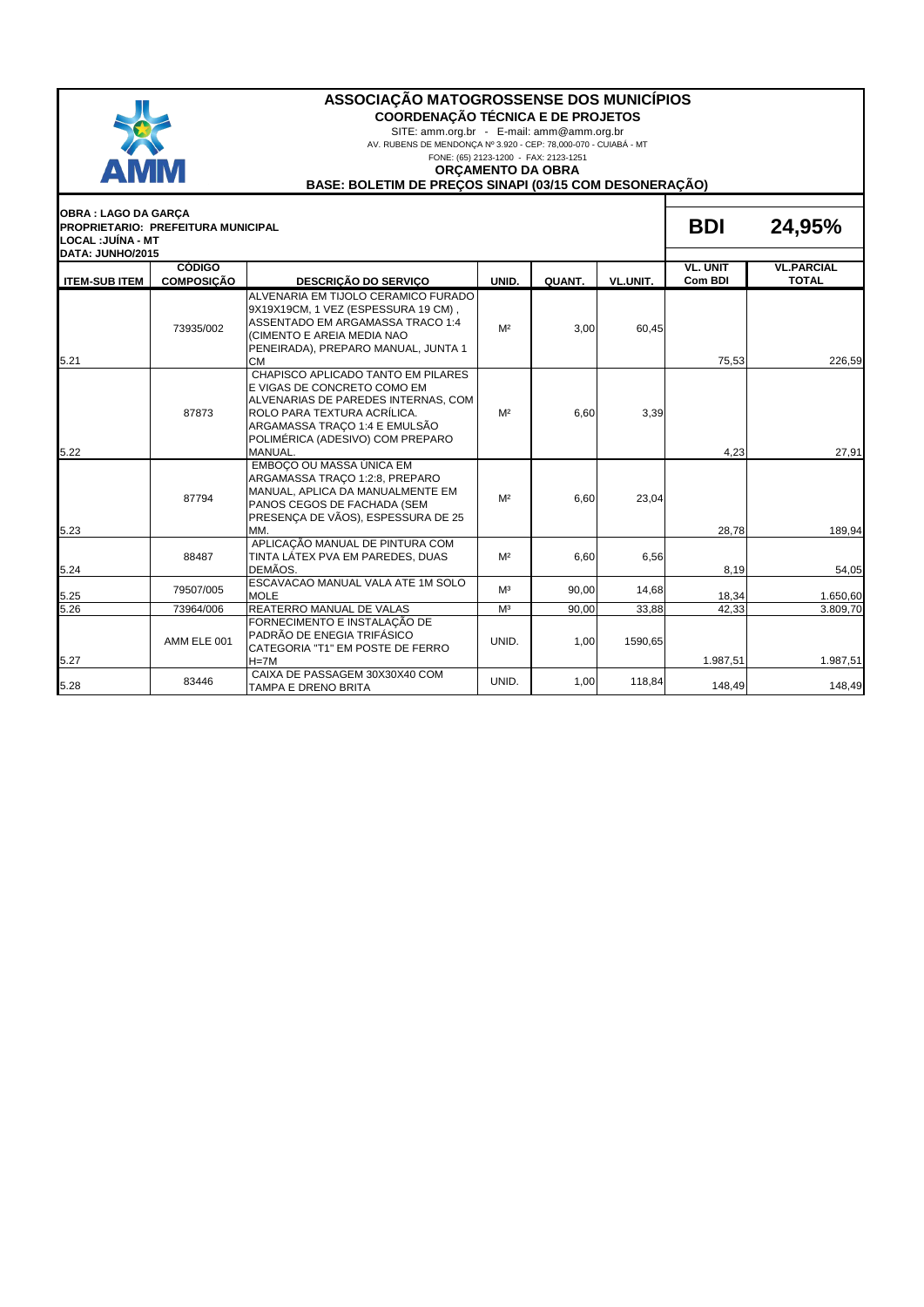# ASSOCIAÇÃO MATOGROSSENSE DOS MUNICÍPIOS

**COORDENAÇÃO TÉCNICA E DE PROJETOS**

SITE: amm.org.br - E-mail: amm@amm.org.br

AV. RUBENS DE MENDONÇA Nº 3.920 - CEP: 78,000-070 - CUIABÁ - MT

FONE: (65) 2123-1200 - FAX: 2123-1251

**ORÇAMENTO DA OBRA**

**BASE: BOLETIM DE PREÇOS SINAPI (03/15 COM DESONERAÇÃO)**

**OBRA : LAGO DA GARÇA**
**PROPRIETARIO: PREFEITURA MUNICIPAL**
**LOCAL :JUÍNA - MT**
**DATA: JUNHO/2015**

**BDI 24,95%**

| ITEM-SUB ITEM | CÓDIGO COMPOSIÇÃO | DESCRIÇÃO DO SERVIÇO | UNID. | QUANT. | VL.UNIT. | VL. UNIT Com BDI | VL.PARCIAL TOTAL |
|---|---|---|---|---|---|---|---|
| 5.21 | 73935/002 | ALVENARIA EM TIJOLO CERAMICO FURADO 9X19X19CM, 1 VEZ (ESPESSURA 19 CM) , ASSENTADO EM ARGAMASSA TRACO 1:4 (CIMENTO E AREIA MEDIA NAO PENEIRADA), PREPARO MANUAL, JUNTA 1 CM | M² | 3,00 | 60,45 | 75,53 | 226,59 |
| 5.22 | 87873 | CHAPISCO APLICADO TANTO EM PILARES E VIGAS DE CONCRETO COMO EM ALVENARIAS DE PAREDES INTERNAS, COM ROLO PARA TEXTURA ACRÍLICA. ARGAMASSA TRAÇO 1:4 E EMULSÃO POLIMÉRICA (ADESIVO) COM PREPARO MANUAL. | M² | 6,60 | 3,39 | 4,23 | 27,91 |
| 5.23 | 87794 | EMBOÇO OU MASSA ÚNICA EM ARGAMASSA TRAÇO 1:2:8, PREPARO MANUAL, APLICA DA MANUALMENTE EM PANOS CEGOS DE FACHADA (SEM PRESENÇA DE VÃOS), ESPESSURA DE 25 MM. | M² | 6,60 | 23,04 | 28,78 | 189,94 |
| 5.24 | 88487 | APLICAÇÃO MANUAL DE PINTURA COM TINTA LÁTEX PVA EM PAREDES, DUAS DEMÃOS. | M² | 6,60 | 6,56 | 8,19 | 54,05 |
| 5.25 | 79507/005 | ESCAVACAO MANUAL VALA ATE 1M SOLO MOLE | M³ | 90,00 | 14,68 | 18,34 | 1.650,60 |
| 5.26 | 73964/006 | REATERRO MANUAL DE VALAS | M³ | 90,00 | 33,88 | 42,33 | 3.809,70 |
| 5.27 | AMM ELE 001 | FORNECIMENTO E INSTALAÇÃO DE PADRÃO DE ENEGIA TRIFÁSICO CATEGORIA "T1" EM POSTE DE FERRO H=7M | UNID. | 1,00 | 1590,65 | 1.987,51 | 1.987,51 |
| 5.28 | 83446 | CAIXA DE PASSAGEM 30X30X40 COM TAMPA E DRENO BRITA | UNID. | 1,00 | 118,84 | 148,49 | 148,49 |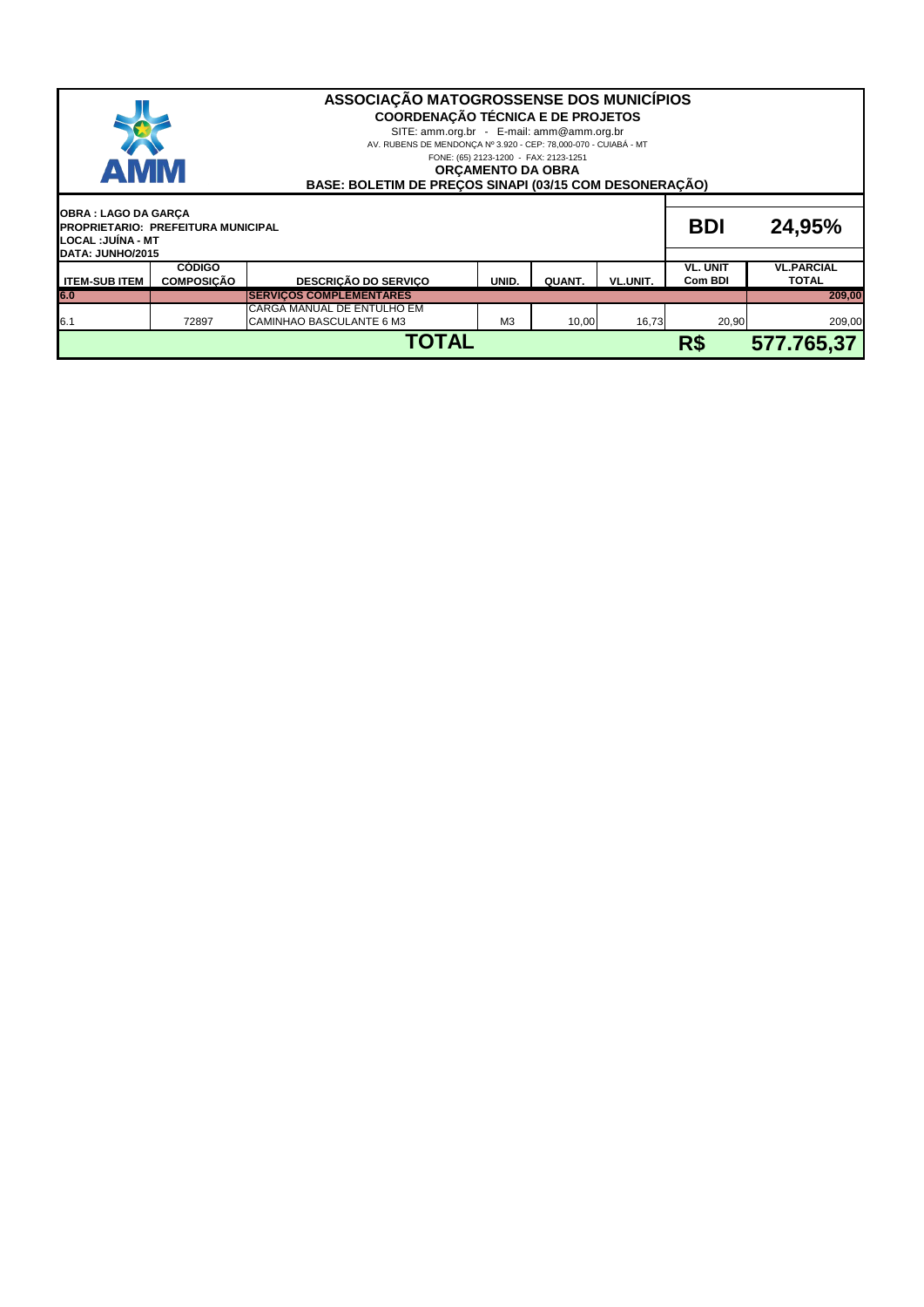# ASSOCIAÇÃO MATOGROSSENSE DOS MUNICÍPIOS

**COORDENAÇÃO TÉCNICA E DE PROJETOS**

SITE: amm.org.br - E-mail: amm@amm.org.br

AV. RUBENS DE MENDONÇA Nº 3.920 - CEP: 78,000-070 - CUIABÁ - MT

FONE: (65) 2123-1200 - FAX: 2123-1251

**ORÇAMENTO DA OBRA**

**BASE: BOLETIM DE PREÇOS SINAPI (03/15 COM DESONERAÇÃO)**

**OBRA : LAGO DA GARÇA**
**PROPRIETARIO: PREFEITURA MUNICIPAL**
**LOCAL :JUÍNA - MT**
**DATA: JUNHO/2015**

**BDI 24,95%**

| ITEM-SUB ITEM | CÓDIGO COMPOSIÇÃO | DESCRIÇÃO DO SERVIÇO | UNID. | QUANT. | VL.UNIT. | VL. UNIT Com BDI | VL.PARCIAL TOTAL |
|---|---|---|---|---|---|---|---|
| **6.0** | | **SERVIÇOS COMPLEMENTARES** | | | | | **209,00** |
| 6.1 | 72897 | CARGA MANUAL DE ENTULHO EM CAMINHAO BASCULANTE 6 M3 | M3 | 10,00 | 16,73 | 20,90 | 209,00 |
| | | **TOTAL** | | | | **R$** | **577.765,37** |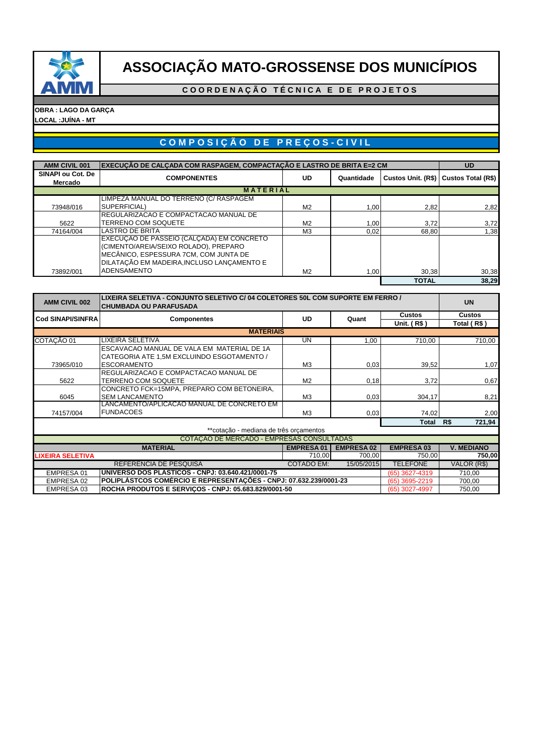# ASSOCIAÇÃO MATO-GROSSENSE DOS MUNICÍPIOS

**COORDENAÇÃO TÉCNICA E DE PROJETOS**

**OBRA : LAGO DA GARÇA**
**LOCAL :JUÍNA - MT**

## COMPOSIÇÃO DE PREÇOS-CIVIL

| AMM CIVIL 001 | EXECUÇÃO DE CALÇADA COM RASPAGEM, COMPACTAÇÃO E LASTRO DE BRITA E=2 CM | | | | UD |
|---|---|---|---|---|---|
| **SINAPI ou Cot. De Mercado** | **COMPONENTES** | **UD** | **Quantidade** | **Custos Unit. (R$)** | **Custos Total (R$)** |
| | **MATERIAL** | | | | |
| 73948/016 | LIMPEZA MANUAL DO TERRENO (C/ RASPAGEM SUPERFICIAL) | M2 | 1,00 | 2,82 | 2,82 |
| 5622 | REGULARIZACAO E COMPACTACAO MANUAL DE TERRENO COM SOQUETE | M2 | 1,00 | 3,72 | 3,72 |
| 74164/004 | LASTRO DE BRITA | M3 | 0,02 | 68,80 | 1,38 |
| 73892/001 | EXECUÇAO DE PASSEIO (CALÇADA) EM CONCRETO (CIMENTO/AREIA/SEIXO ROLADO), PREPARO MECÂNICO, ESPESSURA 7CM, COM JUNTA DE DILATAÇÃO EM MADEIRA,INCLUSO LANÇAMENTO E ADENSAMENTO | M2 | 1,00 | 30,38 | 30,38 |
| | | | | **TOTAL** | **38,29** |

| AMM CIVIL 002 | LIXEIRA SELETIVA - CONJUNTO SELETIVO C/ 04 COLETORES 50L COM SUPORTE EM FERRO / CHUMBADA OU PARAFUSADA | | | | UN |
|---|---|---|---|---|---|
| **Cod SINAPI/SINFRA** | **Componentes** | **UD** | **Quant** | **Custos Unit. ( R$ )** | **Custos Total ( R$ )** |
| | **MATERIAIS** | | | | |
| COTAÇÃO 01 | LIXEIRA SELETIVA | UN | 1,00 | 710,00 | 710,00 |
| 73965/010 | ESCAVACAO MANUAL DE VALA EM MATERIAL DE 1A CATEGORIA ATE 1,5M EXCLUINDO ESGOTAMENTO / ESCORAMENTO | M3 | 0,03 | 39,52 | 1,07 |
| 5622 | REGULARIZACAO E COMPACTACAO MANUAL DE TERRENO COM SOQUETE | M2 | 0,18 | 3,72 | 0,67 |
| 6045 | CONCRETO FCK=15MPA, PREPARO COM BETONEIRA, SEM LANCAMENTO | M3 | 0,03 | 304,17 | 8,21 |
| 74157/004 | LANCAMENTO/APLICACAO MANUAL DE CONCRETO EM FUNDACOES | M3 | 0,03 | 74,02 | 2,00 |
| | | | | **Total** | **R$ 721,94** |

**cotação - mediana de três orçamentos

COTAÇAO DE MERCADO - EMPRESAS CONSULTADAS

| MATERIAL | EMPRESA 01 | EMPRESA 02 | EMPRESA 03 | V. MEDIANO |
|---|---|---|---|---|
| **LIXEIRA SELETIVA** | 710,00 | 700,00 | 750,00 | **750,00** |

| REFERENCIA DE PESQUISA | | COTADO EM: 15/05/2015 | TELEFONE | VALOR (R$) |
|---|---|---|---|---|
| EMPRESA 01 | **UNIVERSO DOS PLASTICOS - CNPJ: 03.640.421/0001-75** | | (65) 3627-4319 | 710,00 |
| EMPRESA 02 | **POLIPLÁSTCOS COMÉRCIO E REPRESENTAÇÕES - CNPJ: 07.632.239/0001-23** | | (65) 3695-2219 | 700,00 |
| EMPRESA 03 | **ROCHA PRODUTOS E SERVIÇOS - CNPJ: 05.683.829/0001-50** | | (65) 3027-4997 | 750,00 |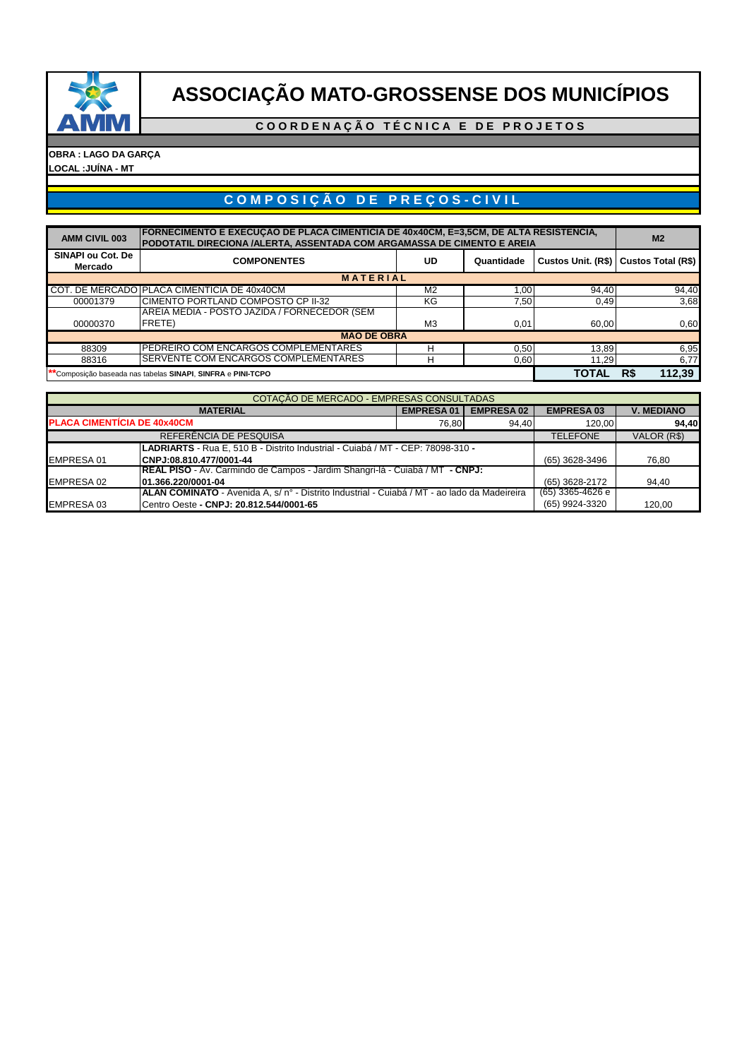# ASSOCIAÇÃO MATO-GROSSENSE DOS MUNICÍPIOS

**COORDENAÇÃO TÉCNICA E DE PROJETOS**

**OBRA : LAGO DA GARÇA**
**LOCAL :JUÍNA - MT**

## COMPOSIÇÃO DE PREÇOS-CIVIL

| AMM CIVIL 003 | FORNECIMENTO E EXECUÇAO DE PLACA CIMENTICIA DE 40x40CM, E=3,5CM, DE ALTA RESISTENCIA, PODOTATIL DIRECIONA /ALERTA, ASSENTADA COM ARGAMASSA DE CIMENTO E AREIA | | | | M2 |
|---|---|---|---|---|---|
| **SINAPI ou Cot. De Mercado** | **COMPONENTES** | **UD** | **Quantidade** | **Custos Unit. (R$)** | **Custos Total (R$)** |
| | **MATERIAL** | | | | |
| COT. DE MERCADO | PLACA CIMENTICIA DE 40x40CM | M2 | 1,00 | 94,40 | 94,40 |
| 00001379 | CIMENTO PORTLAND COMPOSTO CP II-32 | KG | 7,50 | 0,49 | 3,68 |
| 00000370 | AREIA MEDIA - POSTO JAZIDA / FORNECEDOR (SEM FRETE) | M3 | 0,01 | 60,00 | 0,60 |
| | **MAO DE OBRA** | | | | |
| 88309 | PEDREIRO COM ENCARGOS COMPLEMENTARES | H | 0,50 | 13,89 | 6,95 |
| 88316 | SERVENTE COM ENCARGOS COMPLEMENTARES | H | 0,60 | 11,29 | 6,77 |
| **Composição baseada nas tabelas **SINAPI**, **SINFRA** e **PINI-TCPO** | | | | **TOTAL R$** | **112,39** |

| COTAÇÃO DE MERCADO - EMPRESAS CONSULTADAS | | | | | |
|---|---|---|---|---|---|
| **MATERIAL** | | **EMPRESA 01** | **EMPRESA 02** | **EMPRESA 03** | **V. MEDIANO** |
| **PLACA CIMENTÍCIA DE 40x40CM** | | 76,80 | 94,40 | 120,00 | **94,40** |
| REFERÊNCIA DE PESQUISA | | | | TELEFONE | VALOR (R$) |
| EMPRESA 01 | **LADRIARTS** - Rua E, 510 B - Distrito Industrial - Cuiabá / MT - CEP: 78098-310 - **CNPJ:08.810.477/0001-44** | | | (65) 3628-3496 | 76,80 |
| EMPRESA 02 | **REAL PISO** - Av. Carmindo de Campos - Jardim Shangri-lá - Cuiabá / MT **- CNPJ: 01.366.220/0001-04** | | | (65) 3628-2172 | 94,40 |
| EMPRESA 03 | **ALAN COMINATO** - Avenida A, s/ n° - Distrito Industrial - Cuiabá / MT - ao lado da Madeireira Centro Oeste **- CNPJ: 20.812.544/0001-65** | | | (65) 3365-4626 e (65) 9924-3320 | 120,00 |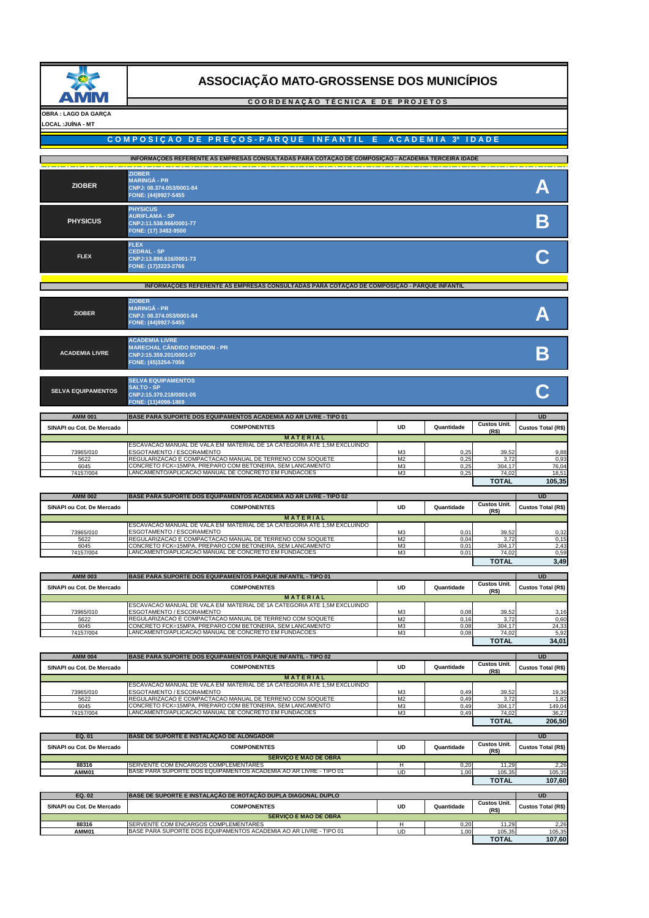# ASSOCIAÇÃO MATO-GROSSENSE DOS MUNICÍPIOS

**COORDENAÇÃO TÉCNICA E DE PROJETOS**

**OBRA : LAGO DA GARÇA**

**LOCAL :JUÍNA - MT**

## COMPOSIÇAO DE PREÇOS-PARQUE INFANTIL E ACADEMIA 3ª IDADE

### INFORMAÇOES REFERENTE AS EMPRESAS CONSULTADAS PARA COTAÇAO DE COMPOSIÇAO - ACADEMIA TERCEIRA IDADE

| Empresa | Dados | |
|---|---|---|
| **ZIOBER** | ZIOBER<br>MARINGÁ - PR<br>CNPJ: 08.374.053/0001-84<br>FONE: (44)9927-5455 | **A** |
| **PHYSICUS** | PHYSICUS<br>AURIFLAMA - SP<br>CNPJ:11.538.866/0001-77<br>FONE: (17) 3482-9500 | **B** |
| **FLEX** | FLEX<br>CEDRAL - SP<br>CNPJ:13.898.616/0001-73<br>FONE: (17)3223-2766 | **C** |

### INFORMAÇOES REFERENTE AS EMPRESAS CONSULTADAS PARA COTAÇAO DE COMPOSIÇAO - PARQUE INFANTIL

| Empresa | Dados | |
|---|---|---|
| **ZIOBER** | ZIOBER<br>MARINGÁ - PR<br>CNPJ: 08.374.053/0001-84<br>FONE: (44)9927-5455 | **A** |
| **ACADEMIA LIVRE** | ACADEMIA LIVRE<br>MARECHAL CÂNDIDO RONDON - PR<br>CNPJ:15.359.201/0001-57<br>FONE: (45)3254-7056 | **B** |
| **SELVA EQUIPAMENTOS** | SELVA EQUIPAMENTOS<br>SALTO - SP<br>CNPJ:15.370.218/0001-05<br>FONE: (11)4098-1869 | **C** |

| AMM 001 | BASE PARA SUPORTE DOS EQUIPAMENTOS ACADEMIA AO AR LIVRE - TIPO 01 | | | | UD |
|---|---|---|---|---|---|
| **SINAPI ou Cot. De Mercado** | **COMPONENTES** | **UD** | **Quantidade** | **Custos Unit. (R$)** | **Custos Total (R$)** |
| | **MATERIAL** | | | | |
| 73965/010 | ESCAVACAO MANUAL DE VALA EM MATERIAL DE 1A CATEGORIA ATE 1,5M EXCLUINDO ESGOTAMENTO / ESCORAMENTO | M3 | 0,25 | 39,52 | 9,88 |
| 5622 | REGULARIZACAO E COMPACTACAO MANUAL DE TERRENO COM SOQUETE | M2 | 0,25 | 3,72 | 0,93 |
| 6045 | CONCRETO FCK=15MPA, PREPARO COM BETONEIRA, SEM LANCAMENTO | M3 | 0,25 | 304,17 | 76,04 |
| 74157/004 | LANCAMENTO/APLICACAO MANUAL DE CONCRETO EM FUNDACOES | M3 | 0,25 | 74,02 | 18,51 |
| | | | | **TOTAL** | **105,35** |

| AMM 002 | BASE PARA SUPORTE DOS EQUIPAMENTOS ACADEMIA AO AR LIVRE - TIPO 02 | | | | UD |
|---|---|---|---|---|---|
| **SINAPI ou Cot. De Mercado** | **COMPONENTES** | **UD** | **Quantidade** | **Custos Unit. (R$)** | **Custos Total (R$)** |
| | **MATERIAL** | | | | |
| 73965/010 | ESCAVACAO MANUAL DE VALA EM MATERIAL DE 1A CATEGORIA ATE 1,5M EXCLUINDO ESGOTAMENTO / ESCORAMENTO | M3 | 0,01 | 39,52 | 0,32 |
| 5622 | REGULARIZACAO E COMPACTACAO MANUAL DE TERRENO COM SOQUETE | M2 | 0,04 | 3,72 | 0,15 |
| 6045 | CONCRETO FCK=15MPA, PREPARO COM BETONEIRA, SEM LANCAMENTO | M3 | 0,01 | 304,17 | 2,43 |
| 74157/004 | LANCAMENTO/APLICACAO MANUAL DE CONCRETO EM FUNDACOES | M3 | 0,01 | 74,02 | 0,59 |
| | | | | **TOTAL** | **3,49** |

| AMM 003 | BASE PARA SUPORTE DOS EQUIPAMENTOS PARQUE INFANTIL - TIPO 01 | | | | UD |
|---|---|---|---|---|---|
| **SINAPI ou Cot. De Mercado** | **COMPONENTES** | **UD** | **Quantidade** | **Custos Unit. (R$)** | **Custos Total (R$)** |
| | **MATERIAL** | | | | |
| 73965/010 | ESCAVACAO MANUAL DE VALA EM MATERIAL DE 1A CATEGORIA ATE 1,5M EXCLUINDO ESGOTAMENTO / ESCORAMENTO | M3 | 0,08 | 39,52 | 3,16 |
| 5622 | REGULARIZACAO E COMPACTACAO MANUAL DE TERRENO COM SOQUETE | M2 | 0,16 | 3,72 | 0,60 |
| 6045 | CONCRETO FCK=15MPA, PREPARO COM BETONEIRA, SEM LANCAMENTO | M3 | 0,08 | 304,17 | 24,33 |
| 74157/004 | LANCAMENTO/APLICACAO MANUAL DE CONCRETO EM FUNDACOES | M3 | 0,08 | 74,02 | 5,92 |
| | | | | **TOTAL** | **34,01** |

| AMM 004 | BASE PARA SUPORTE DOS EQUIPAMENTOS PARQUE INFANTIL - TIPO 02 | | | | UD |
|---|---|---|---|---|---|
| **SINAPI ou Cot. De Mercado** | **COMPONENTES** | **UD** | **Quantidade** | **Custos Unit. (R$)** | **Custos Total (R$)** |
| | **MATERIAL** | | | | |
| 73965/010 | ESCAVACAO MANUAL DE VALA EM MATERIAL DE 1A CATEGORIA ATE 1,5M EXCLUINDO ESGOTAMENTO / ESCORAMENTO | M3 | 0,49 | 39,52 | 19,36 |
| 5622 | REGULARIZACAO E COMPACTACAO MANUAL DE TERRENO COM SOQUETE | M2 | 0,49 | 3,72 | 1,82 |
| 6045 | CONCRETO FCK=15MPA, PREPARO COM BETONEIRA, SEM LANCAMENTO | M3 | 0,49 | 304,17 | 149,04 |
| 74157/004 | LANCAMENTO/APLICACAO MANUAL DE CONCRETO EM FUNDACOES | M3 | 0,49 | 74,02 | 36,27 |
| | | | | **TOTAL** | **206,50** |

| EQ. 01 | BASE DE SUPORTE E INSTALAÇÃO DE ALONGADOR | | | | UD |
|---|---|---|---|---|---|
| **SINAPI ou Cot. De Mercado** | **COMPONENTES** | **UD** | **Quantidade** | **Custos Unit. (R$)** | **Custos Total (R$)** |
| | **SERVIÇO E MAO DE OBRA** | | | | |
| **88316** | SERVENTE COM ENCARGOS COMPLEMENTARES | H | 0,20 | 11,29 | 2,26 |
| **AMM01** | BASE PARA SUPORTE DOS EQUIPAMENTOS ACADEMIA AO AR LIVRE - TIPO 01 | UD | 1,00 | 105,35 | 105,35 |
| | | | | **TOTAL** | **107,60** |

| EQ. 02 | BASE DE SUPORTE E INSTALAÇÃO DE ROTAÇÃO DUPLA DIAGONAL DUPLO | | | | UD |
|---|---|---|---|---|---|
| **SINAPI ou Cot. De Mercado** | **COMPONENTES** | **UD** | **Quantidade** | **Custos Unit. (R$)** | **Custos Total (R$)** |
| | **SERVIÇO E MAO DE OBRA** | | | | |
| **88316** | SERVENTE COM ENCARGOS COMPLEMENTARES | H | 0,20 | 11,29 | 2,26 |
| **AMM01** | BASE PARA SUPORTE DOS EQUIPAMENTOS ACADEMIA AO AR LIVRE - TIPO 01 | UD | 1,00 | 105,35 | 105,35 |
| | | | | **TOTAL** | **107,60** |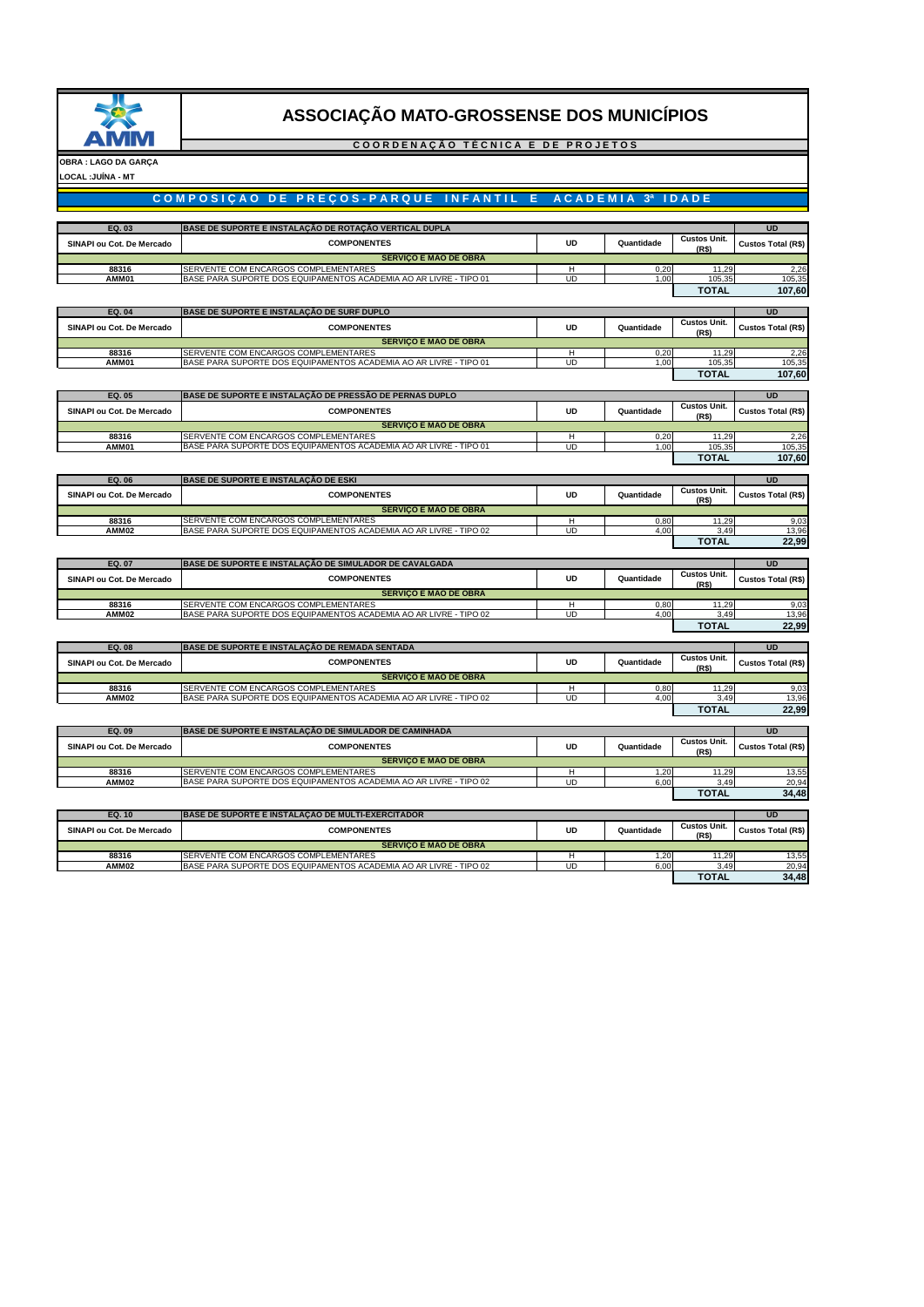# ASSOCIAÇÃO MATO-GROSSENSE DOS MUNICÍPIOS

**COORDENAÇÃO TÉCNICA E DE PROJETOS**

**OBRA : LAGO DA GARÇA**

**LOCAL :JUÍNA - MT**

## COMPOSIÇAO DE PREÇOS-PARQUE INFANTIL E ACADEMIA 3ª IDADE

| EQ. 03 | BASE DE SUPORTE E INSTALAÇÃO DE ROTAÇÃO VERTICAL DUPLA | | | | UD |
|---|---|---|---|---|---|
| SINAPI ou Cot. De Mercado | COMPONENTES | UD | Quantidade | Custos Unit. (R$) | Custos Total (R$) |
| | SERVIÇO E MÃO DE OBRA | | | | |
| 88316 | SERVENTE COM ENCARGOS COMPLEMENTARES | H | 0,20 | 11,29 | 2,26 |
| AMM01 | BASE PARA SUPORTE DOS EQUIPAMENTOS ACADEMIA AO AR LIVRE - TIPO 01 | UD | 1,00 | 105,35 | 105,35 |
| | | | | TOTAL | 107,60 |

| EQ. 04 | BASE DE SUPORTE E INSTALAÇÃO DE SURF DUPLO | | | | UD |
|---|---|---|---|---|---|
| SINAPI ou Cot. De Mercado | COMPONENTES | UD | Quantidade | Custos Unit. (R$) | Custos Total (R$) |
| | SERVIÇO E MÃO DE OBRA | | | | |
| 88316 | SERVENTE COM ENCARGOS COMPLEMENTARES | H | 0,20 | 11,29 | 2,26 |
| AMM01 | BASE PARA SUPORTE DOS EQUIPAMENTOS ACADEMIA AO AR LIVRE - TIPO 01 | UD | 1,00 | 105,35 | 105,35 |
| | | | | TOTAL | 107,60 |

| EQ. 05 | BASE DE SUPORTE E INSTALAÇÃO DE PRESSÃO DE PERNAS DUPLO | | | | UD |
|---|---|---|---|---|---|
| SINAPI ou Cot. De Mercado | COMPONENTES | UD | Quantidade | Custos Unit. (R$) | Custos Total (R$) |
| | SERVIÇO E MÃO DE OBRA | | | | |
| 88316 | SERVENTE COM ENCARGOS COMPLEMENTARES | H | 0,20 | 11,29 | 2,26 |
| AMM01 | BASE PARA SUPORTE DOS EQUIPAMENTOS ACADEMIA AO AR LIVRE - TIPO 01 | UD | 1,00 | 105,35 | 105,35 |
| | | | | TOTAL | 107,60 |

| EQ. 06 | BASE DE SUPORTE E INSTALAÇÃO DE ESKI | | | | UD |
|---|---|---|---|---|---|
| SINAPI ou Cot. De Mercado | COMPONENTES | UD | Quantidade | Custos Unit. (R$) | Custos Total (R$) |
| | SERVIÇO E MÃO DE OBRA | | | | |
| 88316 | SERVENTE COM ENCARGOS COMPLEMENTARES | H | 0,80 | 11,29 | 9,03 |
| AMM02 | BASE PARA SUPORTE DOS EQUIPAMENTOS ACADEMIA AO AR LIVRE - TIPO 02 | UD | 4,00 | 3,49 | 13,96 |
| | | | | TOTAL | 22,99 |

| EQ. 07 | BASE DE SUPORTE E INSTALAÇÃO DE SIMULADOR DE CAVALGADA | | | | UD |
|---|---|---|---|---|---|
| SINAPI ou Cot. De Mercado | COMPONENTES | UD | Quantidade | Custos Unit. (R$) | Custos Total (R$) |
| | SERVIÇO E MÃO DE OBRA | | | | |
| 88316 | SERVENTE COM ENCARGOS COMPLEMENTARES | H | 0,80 | 11,29 | 9,03 |
| AMM02 | BASE PARA SUPORTE DOS EQUIPAMENTOS ACADEMIA AO AR LIVRE - TIPO 02 | UD | 4,00 | 3,49 | 13,96 |
| | | | | TOTAL | 22,99 |

| EQ. 08 | BASE DE SUPORTE E INSTALAÇÃO DE REMADA SENTADA | | | | UD |
|---|---|---|---|---|---|
| SINAPI ou Cot. De Mercado | COMPONENTES | UD | Quantidade | Custos Unit. (R$) | Custos Total (R$) |
| | SERVIÇO E MÃO DE OBRA | | | | |
| 88316 | SERVENTE COM ENCARGOS COMPLEMENTARES | H | 0,80 | 11,29 | 9,03 |
| AMM02 | BASE PARA SUPORTE DOS EQUIPAMENTOS ACADEMIA AO AR LIVRE - TIPO 02 | UD | 4,00 | 3,49 | 13,96 |
| | | | | TOTAL | 22,99 |

| EQ. 09 | BASE DE SUPORTE E INSTALAÇÃO DE SIMULADOR DE CAMINHADA | | | | UD |
|---|---|---|---|---|---|
| SINAPI ou Cot. De Mercado | COMPONENTES | UD | Quantidade | Custos Unit. (R$) | Custos Total (R$) |
| | SERVIÇO E MÃO DE OBRA | | | | |
| 88316 | SERVENTE COM ENCARGOS COMPLEMENTARES | H | 1,20 | 11,29 | 13,55 |
| AMM02 | BASE PARA SUPORTE DOS EQUIPAMENTOS ACADEMIA AO AR LIVRE - TIPO 02 | UD | 6,00 | 3,49 | 20,94 |
| | | | | TOTAL | 34,48 |

| EQ. 10 | BASE DE SUPORTE E INSTALAÇÃO DE MULTI-EXERCITADOR | | | | UD |
|---|---|---|---|---|---|
| SINAPI ou Cot. De Mercado | COMPONENTES | UD | Quantidade | Custos Unit. (R$) | Custos Total (R$) |
| | SERVIÇO E MÃO DE OBRA | | | | |
| 88316 | SERVENTE COM ENCARGOS COMPLEMENTARES | H | 1,20 | 11,29 | 13,55 |
| AMM02 | BASE PARA SUPORTE DOS EQUIPAMENTOS ACADEMIA AO AR LIVRE - TIPO 02 | UD | 6,00 | 3,49 | 20,94 |
| | | | | TOTAL | 34,48 |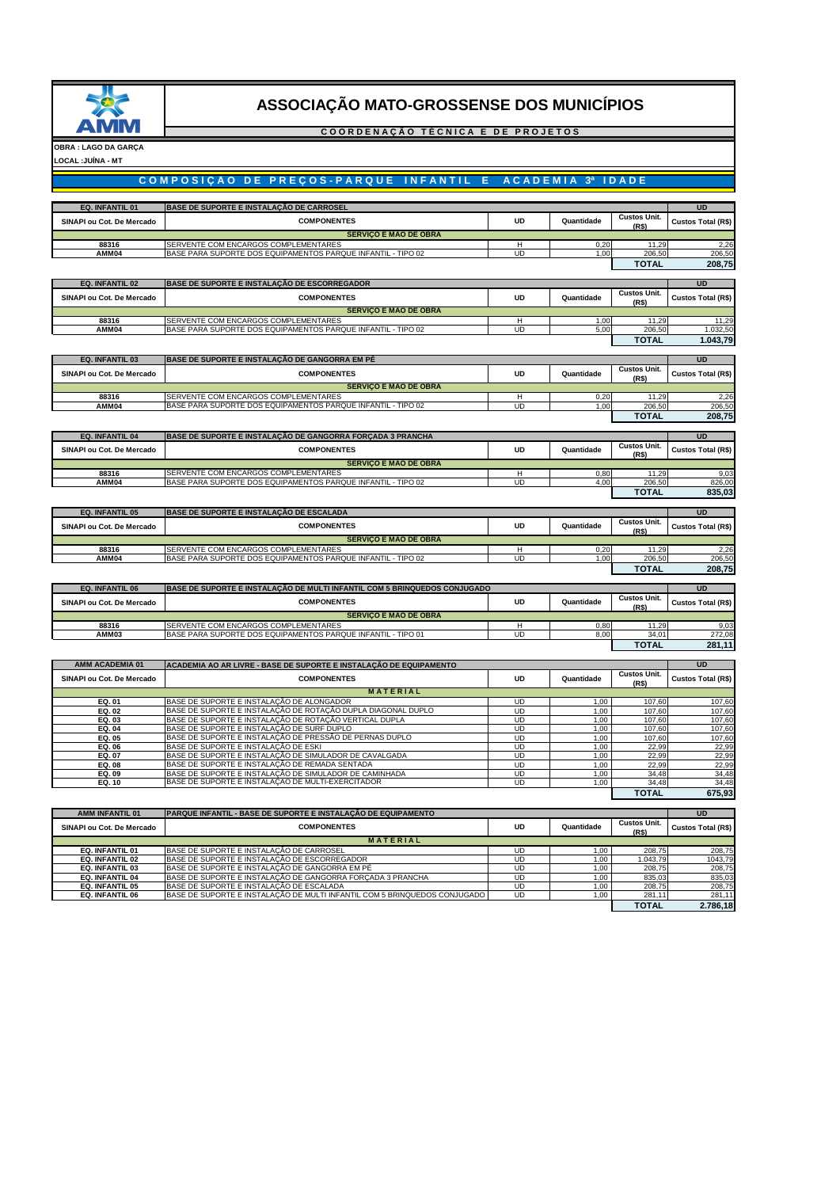# ASSOCIAÇÃO MATO-GROSSENSE DOS MUNICÍPIOS

**COORDENAÇÃO TÉCNICA E DE PROJETOS**

**OBRA : LAGO DA GARÇA**

**LOCAL :JUÍNA - MT**

## COMPOSIÇAO DE PREÇOS-PARQUE INFANTIL E ACADEMIA 3ª IDADE

| EQ. INFANTIL 01 | BASE DE SUPORTE E INSTALAÇÃO DE CARROSEL | | | | UD |
|---|---|---|---|---|---|
| SINAPI ou Cot. De Mercado | COMPONENTES | UD | Quantidade | Custos Unit. (R$) | Custos Total (R$) |
| | SERVIÇO E MÃO DE OBRA | | | | |
| 88316 | SERVENTE COM ENCARGOS COMPLEMENTARES | H | 0,20 | 11,29 | 2,26 |
| AMM04 | BASE PARA SUPORTE DOS EQUIPAMENTOS PARQUE INFANTIL - TIPO 02 | UD | 1,00 | 206,50 | 206,50 |
| | | | | TOTAL | 208,75 |

| EQ. INFANTIL 02 | BASE DE SUPORTE E INSTALAÇÃO DE ESCORREGADOR | | | | UD |
|---|---|---|---|---|---|
| SINAPI ou Cot. De Mercado | COMPONENTES | UD | Quantidade | Custos Unit. (R$) | Custos Total (R$) |
| | SERVIÇO E MÃO DE OBRA | | | | |
| 88316 | SERVENTE COM ENCARGOS COMPLEMENTARES | H | 1,00 | 11,29 | 11,29 |
| AMM04 | BASE PARA SUPORTE DOS EQUIPAMENTOS PARQUE INFANTIL - TIPO 02 | UD | 5,00 | 206,50 | 1.032,50 |
| | | | | TOTAL | 1.043,79 |

| EQ. INFANTIL 03 | BASE DE SUPORTE E INSTALAÇÃO DE GANGORRA EM PÉ | | | | UD |
|---|---|---|---|---|---|
| SINAPI ou Cot. De Mercado | COMPONENTES | UD | Quantidade | Custos Unit. (R$) | Custos Total (R$) |
| | SERVIÇO E MÃO DE OBRA | | | | |
| 88316 | SERVENTE COM ENCARGOS COMPLEMENTARES | H | 0,20 | 11,29 | 2,26 |
| AMM04 | BASE PARA SUPORTE DOS EQUIPAMENTOS PARQUE INFANTIL - TIPO 02 | UD | 1,00 | 206,50 | 206,50 |
| | | | | TOTAL | 208,75 |

| EQ. INFANTIL 04 | BASE DE SUPORTE E INSTALAÇÃO DE GANGORRA FORÇADA 3 PRANCHA | | | | UD |
|---|---|---|---|---|---|
| SINAPI ou Cot. De Mercado | COMPONENTES | UD | Quantidade | Custos Unit. (R$) | Custos Total (R$) |
| | SERVIÇO E MÃO DE OBRA | | | | |
| 88316 | SERVENTE COM ENCARGOS COMPLEMENTARES | H | 0,80 | 11,29 | 9,03 |
| AMM04 | BASE PARA SUPORTE DOS EQUIPAMENTOS PARQUE INFANTIL - TIPO 02 | UD | 4,00 | 206,50 | 826,00 |
| | | | | TOTAL | 835,03 |

| EQ. INFANTIL 05 | BASE DE SUPORTE E INSTALAÇÃO DE ESCALADA | | | | UD |
|---|---|---|---|---|---|
| SINAPI ou Cot. De Mercado | COMPONENTES | UD | Quantidade | Custos Unit. (R$) | Custos Total (R$) |
| | SERVIÇO E MÃO DE OBRA | | | | |
| 88316 | SERVENTE COM ENCARGOS COMPLEMENTARES | H | 0,20 | 11,29 | 2,26 |
| AMM04 | BASE PARA SUPORTE DOS EQUIPAMENTOS PARQUE INFANTIL - TIPO 02 | UD | 1,00 | 206,50 | 206,50 |
| | | | | TOTAL | 208,75 |

| EQ. INFANTIL 06 | BASE DE SUPORTE E INSTALAÇÃO DE MULTI INFANTIL COM 5 BRINQUEDOS CONJUGADO | | | | UD |
|---|---|---|---|---|---|
| SINAPI ou Cot. De Mercado | COMPONENTES | UD | Quantidade | Custos Unit. (R$) | Custos Total (R$) |
| | SERVIÇO E MÃO DE OBRA | | | | |
| 88316 | SERVENTE COM ENCARGOS COMPLEMENTARES | H | 0,80 | 11,29 | 9,03 |
| AMM03 | BASE PARA SUPORTE DOS EQUIPAMENTOS PARQUE INFANTIL - TIPO 01 | UD | 8,00 | 34,01 | 272,08 |
| | | | | TOTAL | 281,11 |

| AMM ACADEMIA 01 | ACADEMIA AO AR LIVRE - BASE DE SUPORTE E INSTALAÇÃO DE EQUIPAMENTO | | | | UD |
|---|---|---|---|---|---|
| SINAPI ou Cot. De Mercado | COMPONENTES | UD | Quantidade | Custos Unit. (R$) | Custos Total (R$) |
| | MATERIAL | | | | |
| EQ. 01 | BASE DE SUPORTE E INSTALAÇÃO DE ALONGADOR | UD | 1,00 | 107,60 | 107,60 |
| EQ. 02 | BASE DE SUPORTE E INSTALAÇÃO DE ROTAÇÃO DUPLA DIAGONAL DUPLO | UD | 1,00 | 107,60 | 107,60 |
| EQ. 03 | BASE DE SUPORTE E INSTALAÇÃO DE ROTAÇÃO VERTICAL DUPLA | UD | 1,00 | 107,60 | 107,60 |
| EQ. 04 | BASE DE SUPORTE E INSTALAÇÃO DE SURF DUPLO | UD | 1,00 | 107,60 | 107,60 |
| EQ. 05 | BASE DE SUPORTE E INSTALAÇÃO DE PRESSÃO DE PERNAS DUPLO | UD | 1,00 | 107,60 | 107,60 |
| EQ. 06 | BASE DE SUPORTE E INSTALAÇÃO DE ESKI | UD | 1,00 | 22,99 | 22,99 |
| EQ. 07 | BASE DE SUPORTE E INSTALAÇÃO DE SIMULADOR DE CAVALGADA | UD | 1,00 | 22,99 | 22,99 |
| EQ. 08 | BASE DE SUPORTE E INSTALAÇÃO DE REMADA SENTADA | UD | 1,00 | 22,99 | 22,99 |
| EQ. 09 | BASE DE SUPORTE E INSTALAÇÃO DE SIMULADOR DE CAMINHADA | UD | 1,00 | 34,48 | 34,48 |
| EQ. 10 | BASE DE SUPORTE E INSTALAÇÃO DE MULTI-EXERCITADOR | UD | 1,00 | 34,48 | 34,48 |
| | | | | TOTAL | 675,93 |

| AMM INFANTIL 01 | PARQUE INFANTIL - BASE DE SUPORTE E INSTALAÇÃO DE EQUIPAMENTO | | | | UD |
|---|---|---|---|---|---|
| SINAPI ou Cot. De Mercado | COMPONENTES | UD | Quantidade | Custos Unit. (R$) | Custos Total (R$) |
| | MATERIAL | | | | |
| EQ. INFANTIL 01 | BASE DE SUPORTE E INSTALAÇÃO DE CARROSEL | UD | 1,00 | 208,75 | 208,75 |
| EQ. INFANTIL 02 | BASE DE SUPORTE E INSTALAÇÃO DE ESCORREGADOR | UD | 1,00 | 1.043,79 | 1043,79 |
| EQ. INFANTIL 03 | BASE DE SUPORTE E INSTALAÇÃO DE GANGORRA EM PÉ | UD | 1,00 | 208,75 | 208,75 |
| EQ. INFANTIL 04 | BASE DE SUPORTE E INSTALAÇÃO DE GANGORRA FORÇADA 3 PRANCHA | UD | 1,00 | 835,03 | 835,03 |
| EQ. INFANTIL 05 | BASE DE SUPORTE E INSTALAÇÃO DE ESCALADA | UD | 1,00 | 208,75 | 208,75 |
| EQ. INFANTIL 06 | BASE DE SUPORTE E INSTALAÇÃO DE MULTI INFANTIL COM 5 BRINQUEDOS CONJUGADO | UD | 1,00 | 281,11 | 281,11 |
| | | | | TOTAL | 2.786,18 |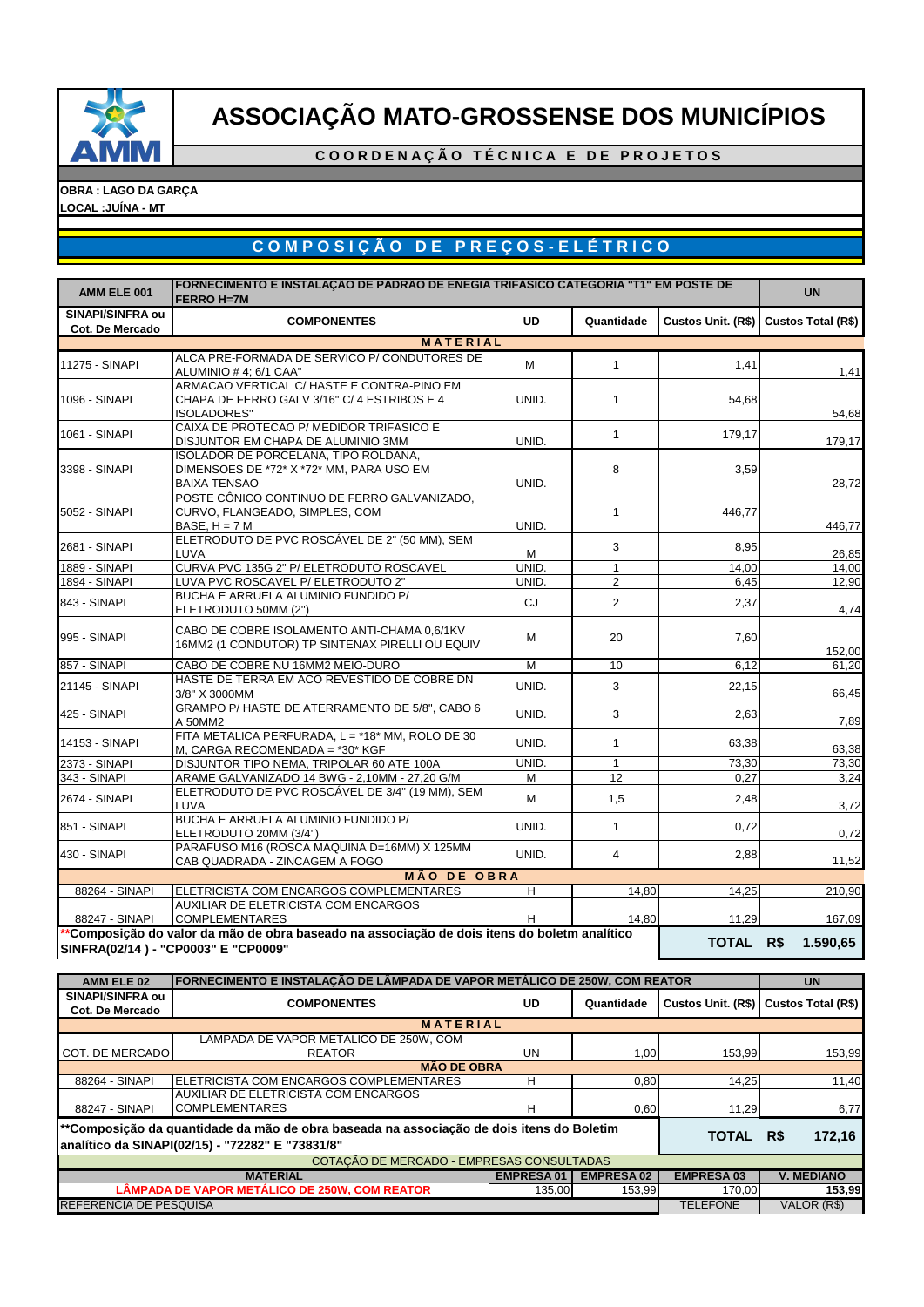# ASSOCIAÇÃO MATO-GROSSENSE DOS MUNICÍPIOS

**COORDENAÇÃO TÉCNICA E DE PROJETOS**

**OBRA : LAGO DA GARÇA**
**LOCAL :JUÍNA - MT**

## COMPOSIÇÃO DE PREÇOS-ELÉTRICO

| AMM ELE 001 | FORNECIMENTO E INSTALAÇAO DE PADRAO DE ENEGIA TRIFASICO CATEGORIA "T1" EM POSTE DE FERRO H=7M | | | | UN |
|---|---|---|---|---|---|
| **SINAPI/SINFRA ou Cot. De Mercado** | **COMPONENTES** | **UD** | **Quantidade** | **Custos Unit. (R$)** | **Custos Total (R$)** |
| | **MATERIAL** | | | | |
| 11275 - SINAPI | ALCA PRE-FORMADA DE SERVICO P/ CONDUTORES DE ALUMINIO # 4; 6/1 CAA" | M | 1 | 1,41 | 1,41 |
| 1096 - SINAPI | ARMACAO VERTICAL C/ HASTE E CONTRA-PINO EM CHAPA DE FERRO GALV 3/16" C/ 4 ESTRIBOS E 4 ISOLADORES" | UNID. | 1 | 54,68 | 54,68 |
| 1061 - SINAPI | CAIXA DE PROTECAO P/ MEDIDOR TRIFASICO E DISJUNTOR EM CHAPA DE ALUMINIO 3MM | UNID. | 1 | 179,17 | 179,17 |
| 3398 - SINAPI | ISOLADOR DE PORCELANA, TIPO ROLDANA, DIMENSOES DE *72* X *72* MM, PARA USO EM BAIXA TENSAO | UNID. | 8 | 3,59 | 28,72 |
| 5052 - SINAPI | POSTE CÔNICO CONTINUO DE FERRO GALVANIZADO, CURVO, FLANGEADO, SIMPLES, COM BASE, H = 7 M | UNID. | 1 | 446,77 | 446,77 |
| 2681 - SINAPI | ELETRODUTO DE PVC ROSCÁVEL DE 2" (50 MM), SEM LUVA | M | 3 | 8,95 | 26,85 |
| 1889 - SINAPI | CURVA PVC 135G 2" P/ ELETRODUTO ROSCAVEL | UNID. | 1 | 14,00 | 14,00 |
| 1894 - SINAPI | LUVA PVC ROSCAVEL P/ ELETRODUTO 2" | UNID. | 2 | 6,45 | 12,90 |
| 843 - SINAPI | BUCHA E ARRUELA ALUMINIO FUNDIDO P/ ELETRODUTO 50MM (2") | CJ | 2 | 2,37 | 4,74 |
| 995 - SINAPI | CABO DE COBRE ISOLAMENTO ANTI-CHAMA 0,6/1KV 16MM2 (1 CONDUTOR) TP SINTENAX PIRELLI OU EQUIV | M | 20 | 7,60 | 152,00 |
| 857 - SINAPI | CABO DE COBRE NU 16MM2 MEIO-DURO | M | 10 | 6,12 | 61,20 |
| 21145 - SINAPI | HASTE DE TERRA EM ACO REVESTIDO DE COBRE DN 3/8" X 3000MM | UNID. | 3 | 22,15 | 66,45 |
| 425 - SINAPI | GRAMPO P/ HASTE DE ATERRAMENTO DE 5/8", CABO 6 A 50MM2 | UNID. | 3 | 2,63 | 7,89 |
| 14153 - SINAPI | FITA METALICA PERFURADA, L = *18* MM, ROLO DE 30 M, CARGA RECOMENDADA = *30* KGF | UNID. | 1 | 63,38 | 63,38 |
| 2373 - SINAPI | DISJUNTOR TIPO NEMA, TRIPOLAR 60 ATE 100A | UNID. | 1 | 73,30 | 73,30 |
| 343 - SINAPI | ARAME GALVANIZADO 14 BWG - 2,10MM - 27,20 G/M | M | 12 | 0,27 | 3,24 |
| 2674 - SINAPI | ELETRODUTO DE PVC ROSCÁVEL DE 3/4" (19 MM), SEM LUVA | M | 1,5 | 2,48 | 3,72 |
| 851 - SINAPI | BUCHA E ARRUELA ALUMINIO FUNDIDO P/ ELETRODUTO 20MM (3/4") | UNID. | 1 | 0,72 | 0,72 |
| 430 - SINAPI | PARAFUSO M16 (ROSCA MAQUINA D=16MM) X 125MM CAB QUADRADA - ZINCAGEM A FOGO | UNID. | 4 | 2,88 | 11,52 |
| | **MÃO DE OBRA** | | | | |
| 88264 - SINAPI | ELETRICISTA COM ENCARGOS COMPLEMENTARES | H | 14,80 | 14,25 | 210,90 |
| 88247 - SINAPI | AUXILIAR DE ELETRICISTA COM ENCARGOS COMPLEMENTARES | H | 14,80 | 11,29 | 167,09 |
| **Composição do valor da mão de obra baseado na associação de dois itens do boletm analítico SINFRA(02/14 ) - "CP0003" E "CP0009"** | | | | **TOTAL R$** | **1.590,65** |

| AMM ELE 02 | FORNECIMENTO E INSTALAÇÃO DE LÂMPADA DE VAPOR METÁLICO DE 250W, COM REATOR | | | | UN |
|---|---|---|---|---|---|
| **SINAPI/SINFRA ou Cot. De Mercado** | **COMPONENTES** | **UD** | **Quantidade** | **Custos Unit. (R$)** | **Custos Total (R$)** |
| | **MATERIAL** | | | | |
| COT. DE MERCADO | LAMPADA DE VAPOR METÁLICO DE 250W, COM REATOR | UN | 1,00 | 153,99 | 153,99 |
| | **MÃO DE OBRA** | | | | |
| 88264 - SINAPI | ELETRICISTA COM ENCARGOS COMPLEMENTARES | H | 0,80 | 14,25 | 11,40 |
| 88247 - SINAPI | AUXILIAR DE ELETRICISTA COM ENCARGOS COMPLEMENTARES | H | 0,60 | 11,29 | 6,77 |
| **Composição da quantidade da mão de obra baseada na associação de dois itens do Boletim analítico da SINAPI(02/15) - "72282" E "73831/8"** | | | | **TOTAL R$** | **172,16** |

| COTAÇÃO DE MERCADO - EMPRESAS CONSULTADAS | | | | |
|---|---|---|---|---|
| **MATERIAL** | **EMPRESA 01** | **EMPRESA 02** | **EMPRESA 03** | **V. MEDIANO** |
| LÂMPADA DE VAPOR METÁLICO DE 250W, COM REATOR | 135,00 | 153,99 | 170,00 | **153,99** |
| REFERÊNCIA DE PESQUISA | | | TELEFONE | VALOR (R$) |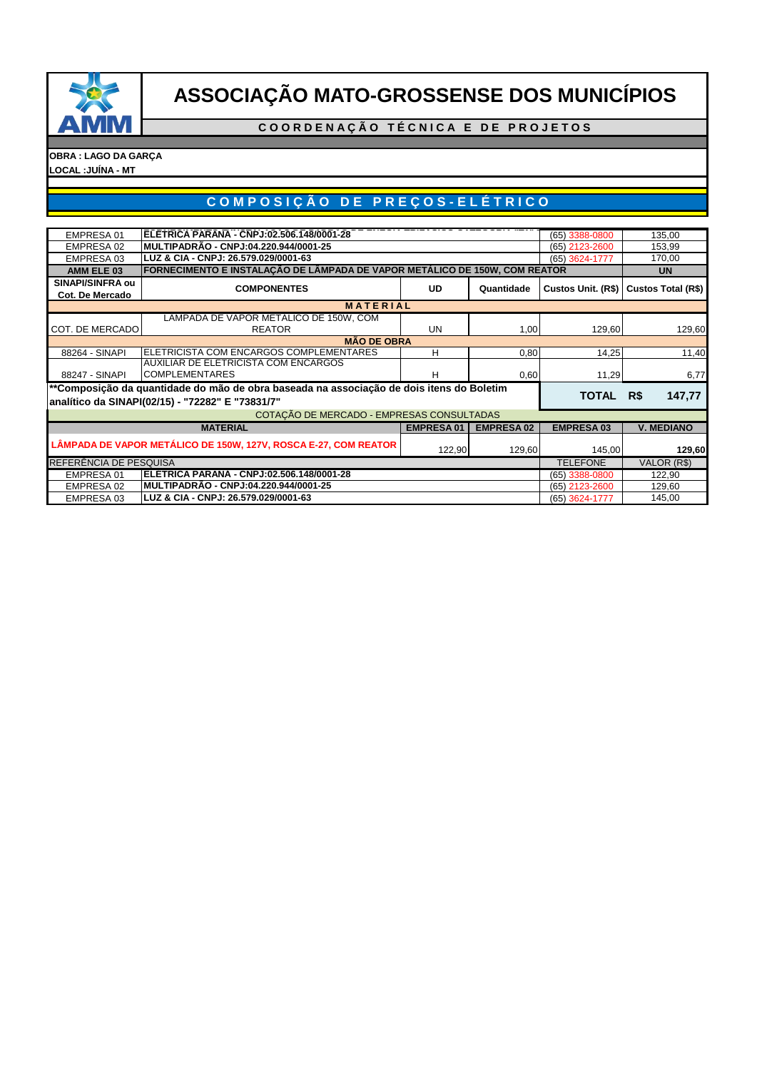# ASSOCIAÇÃO MATO-GROSSENSE DOS MUNICÍPIOS

**COORDENAÇÃO TÉCNICA E DE PROJETOS**

**OBRA : LAGO DA GARÇA**
**LOCAL :JUÍNA - MT**

## COMPOSIÇÃO DE PREÇOS-ELÉTRICO

| | | | | | |
|---|---|---|---|---|---|
| EMPRESA 01 | **ELÉTRICA PARANÁ - CNPJ:02.506.148/0001-28** | | | (65) 3388-0800 | 135,00 |
| EMPRESA 02 | **MULTIPADRÃO - CNPJ:04.220.944/0001-25** | | | (65) 2123-2600 | 153,99 |
| EMPRESA 03 | **LUZ & CIA - CNPJ: 26.579.029/0001-63** | | | (65) 3624-1777 | 170,00 |
| **AMM ELE 03** | **FORNECIMENTO E INSTALAÇÃO DE LÂMPADA DE VAPOR METÁLICO DE 150W, COM REATOR** | | | | **UN** |
| **SINAPI/SINFRA ou Cot. De Mercado** | **COMPONENTES** | **UD** | **Quantidade** | **Custos Unit. (R$)** | **Custos Total (R$)** |
| | **MATERIAL** | | | | |
| COT. DE MERCADO | LAMPADA DE VAPOR METÁLICO DE 150W, COM REATOR | UN | 1,00 | 129,60 | 129,60 |
| | **MÃO DE OBRA** | | | | |
| 88264 - SINAPI | ELETRICISTA COM ENCARGOS COMPLEMENTARES | H | 0,80 | 14,25 | 11,40 |
| 88247 - SINAPI | AUXILIAR DE ELETRICISTA COM ENCARGOS COMPLEMENTARES | H | 0,60 | 11,29 | 6,77 |
| **Composição da quantidade do mão de obra baseada na associação de dois itens do Boletim analítico da SINAPI(02/15) - "72282" E "73831/7"** | | | | **TOTAL R$** | **147,77** |

COTAÇÃO DE MERCADO - EMPRESAS CONSULTADAS

| **MATERIAL** | **EMPRESA 01** | **EMPRESA 02** | **EMPRESA 03** | **V. MEDIANO** |
|---|---|---|---|---|
| LÂMPADA DE VAPOR METÁLICO DE 150W, 127V, ROSCA E-27, COM REATOR | 122,90 | 129,60 | 145,00 | **129,60** |

| REFERÊNCIA DE PESQUISA | | TELEFONE | VALOR (R$) |
|---|---|---|---|
| EMPRESA 01 | **ELÉTRICA PARANÁ - CNPJ:02.506.148/0001-28** | (65) 3388-0800 | 122,90 |
| EMPRESA 02 | **MULTIPADRÃO - CNPJ:04.220.944/0001-25** | (65) 2123-2600 | 129,60 |
| EMPRESA 03 | **LUZ & CIA - CNPJ: 26.579.029/0001-63** | (65) 3624-1777 | 145,00 |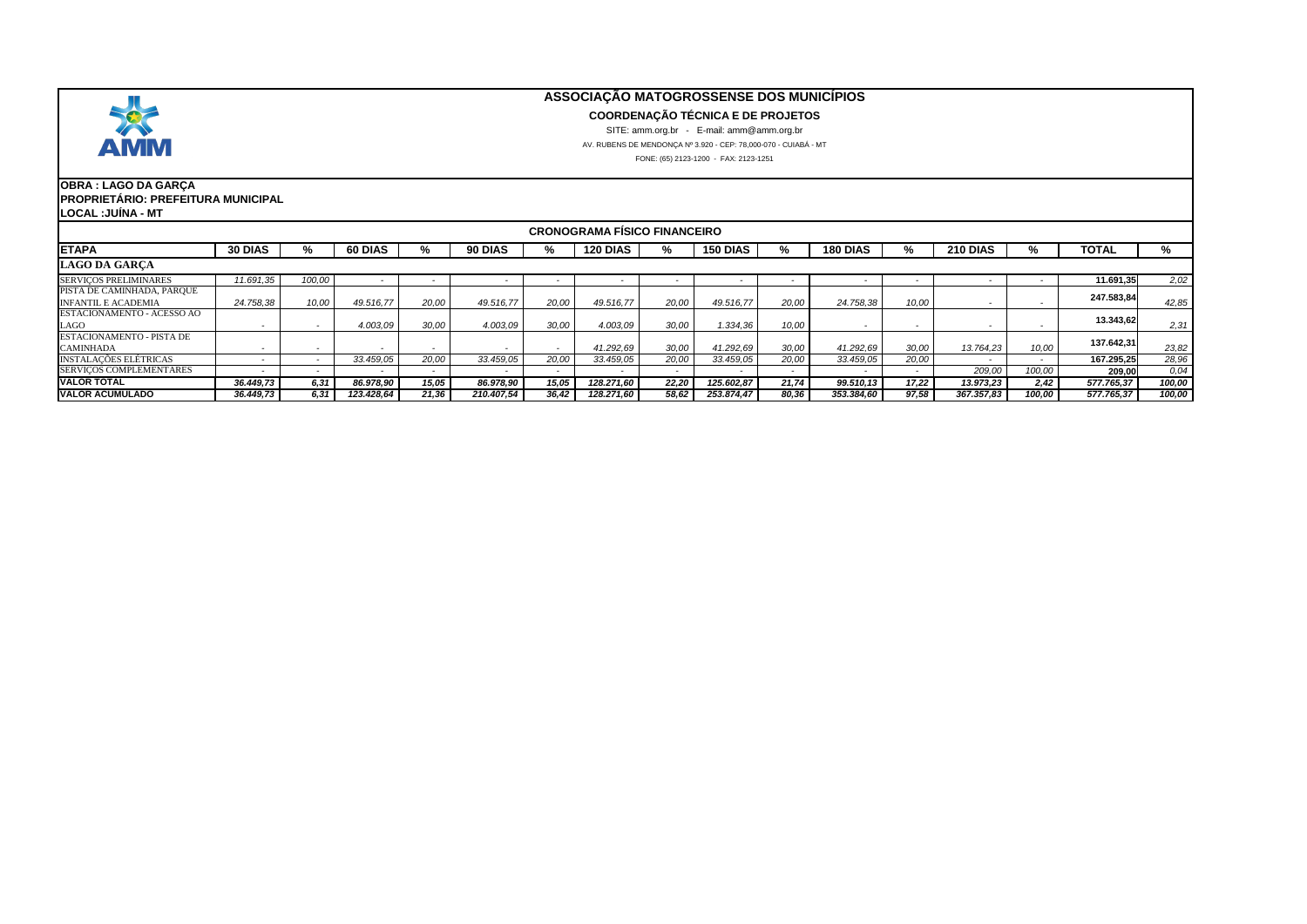# ASSOCIAÇÃO MATOGROSSENSE DOS MUNICÍPIOS

## COORDENAÇÃO TÉCNICA E DE PROJETOS

SITE: amm.org.br - E-mail: amm@amm.org.br

AV. RUBENS DE MENDONÇA Nº 3.920 - CEP: 78.000-070 - CUIABÁ - MT

FONE: (65) 2123-1200 - FAX: 2123-1251

**OBRA : LAGO DA GARÇA**
**PROPRIETÁRIO: PREFEITURA MUNICIPAL**
**LOCAL :JUÍNA - MT**

## CRONOGRAMA FÍSICO FINANCEIRO

| ETAPA | 30 DIAS | % | 60 DIAS | % | 90 DIAS | % | 120 DIAS | % | 150 DIAS | % | 180 DIAS | % | 210 DIAS | % | TOTAL | % |
|---|---|---|---|---|---|---|---|---|---|---|---|---|---|---|---|---|
| **LAGO DA GARÇA** | | | | | | | | | | | | | | | | |
| SERVIÇOS PRELIMINARES | 11.691,35 | 100,00 | - | - | - | - | - | - | - | - | - | - | - | - | 11.691,35 | 2,02 |
| PISTA DE CAMINHADA, PARQUE INFANTIL E ACADEMIA | 24.758,38 | 10,00 | 49.516,77 | 20,00 | 49.516,77 | 20,00 | 49.516,77 | 20,00 | 49.516,77 | 20,00 | 24.758,38 | 10,00 | - | - | 247.583,84 | 42,85 |
| ESTACIONAMENTO - ACESSO AO LAGO | - | - | 4.003,09 | 30,00 | 4.003,09 | 30,00 | 4.003,09 | 30,00 | 1.334,36 | 10,00 | - | - | - | - | 13.343,62 | 2,31 |
| ESTACIONAMENTO - PISTA DE CAMINHADA | - | - | - | - | - | - | 41.292,69 | 30,00 | 41.292,69 | 30,00 | 41.292,69 | 30,00 | 13.764,23 | 10,00 | 137.642,31 | 23,82 |
| INSTALAÇÕES ELÉTRICAS | - | - | 33.459,05 | 20,00 | 33.459,05 | 20,00 | 33.459,05 | 20,00 | 33.459,05 | 20,00 | 33.459,05 | 20,00 | - | - | 167.295,25 | 28,96 |
| SERVIÇOS COMPLEMENTARES | - | - | - | - | - | - | - | - | - | - | - | - | 209,00 | 100,00 | 209,00 | 0,04 |
| **VALOR TOTAL** | **36.449,73** | **6,31** | **86.978,90** | **15,05** | **86.978,90** | **15,05** | **128.271,60** | **22,20** | **125.602,87** | **21,74** | **99.510,13** | **17,22** | **13.973,23** | **2,42** | **577.765,37** | **100,00** |
| **VALOR ACUMULADO** | **36.449,73** | **6,31** | **123.428,64** | **21,36** | **210.407,54** | **36,42** | **128.271,60** | **58,62** | **253.874,47** | **80,36** | **353.384,60** | **97,58** | **367.357,83** | **100,00** | **577.765,37** | **100,00** |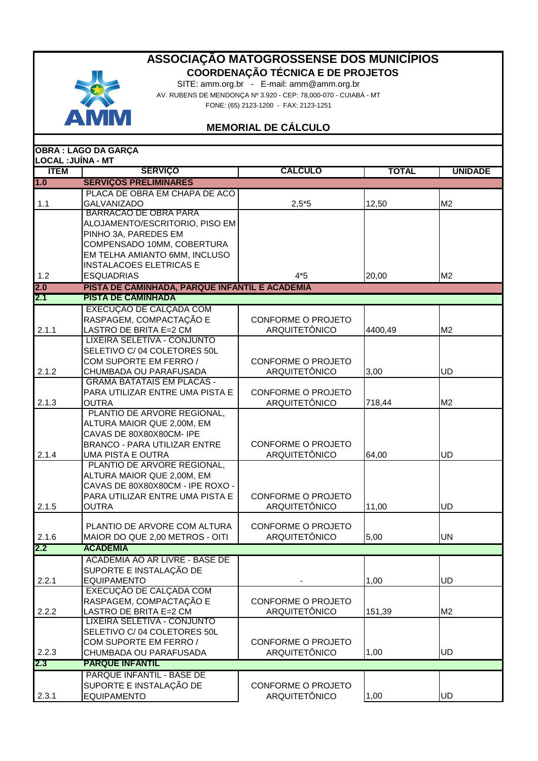# ASSOCIAÇÃO MATOGROSSENSE DOS MUNICÍPIOS

## COORDENAÇÃO TÉCNICA E DE PROJETOS

SITE: amm.org.br - E-mail: amm@amm.org.br

AV. RUBENS DE MENDONÇA Nº 3.920 - CEP: 78,000-070 - CUIABÁ - MT

FONE: (65) 2123-1200 - FAX: 2123-1251

## MEMORIAL DE CÁLCULO

**OBRA : LAGO DA GARÇA**

**LOCAL :JUÍNA - MT**

| ITEM | SERVIÇO | CALCULO | TOTAL | UNIDADE |
|---|---|---|---|---|
| **1.0** | **SERVIÇOS PRELIMINARES** | | | |
| 1.1 | PLACA DE OBRA EM CHAPA DE ACO GALVANIZADO | 2,5*5 | 12,50 | M2 |
| 1.2 | BARRACAO DE OBRA PARA ALOJAMENTO/ESCRITORIO, PISO EM PINHO 3A, PAREDES EM COMPENSADO 10MM, COBERTURA EM TELHA AMIANTO 6MM, INCLUSO INSTALACOES ELETRICAS E ESQUADRIAS | 4*5 | 20,00 | M2 |
| **2.0** | **PISTA DE CAMINHADA, PARQUE INFANTIL E ACADEMIA** | | | |
| **2.1** | **PISTA DE CAMINHADA** | | | |
| 2.1.1 | EXECUÇAO DE CALÇADA COM RASPAGEM, COMPACTAÇÃO E LASTRO DE BRITA E=2 CM | CONFORME O PROJETO ARQUITETÔNICO | 4400,49 | M2 |
| 2.1.2 | LIXEIRA SELETIVA - CONJUNTO SELETIVO C/ 04 COLETORES 50L COM SUPORTE EM FERRO / CHUMBADA OU PARAFUSADA | CONFORME O PROJETO ARQUITETÔNICO | 3,00 | UD |
| 2.1.3 | GRAMA BATATAIS EM PLACAS - PARA UTILIZAR ENTRE UMA PISTA E OUTRA | CONFORME O PROJETO ARQUITETÔNICO | 718,44 | M2 |
| 2.1.4 | PLANTIO DE ARVORE REGIONAL, ALTURA MAIOR QUE 2,00M, EM CAVAS DE 80X80X80CM- IPE BRANCO - PARA UTILIZAR ENTRE UMA PISTA E OUTRA | CONFORME O PROJETO ARQUITETÔNICO | 64,00 | UD |
| 2.1.5 | PLANTIO DE ARVORE REGIONAL, ALTURA MAIOR QUE 2,00M, EM CAVAS DE 80X80X80CM - IPE ROXO - PARA UTILIZAR ENTRE UMA PISTA E OUTRA | CONFORME O PROJETO ARQUITETÔNICO | 11,00 | UD |
| 2.1.6 | PLANTIO DE ARVORE COM ALTURA MAIOR DO QUE 2,00 METROS - OITI | CONFORME O PROJETO ARQUITETÔNICO | 5,00 | UN |
| **2.2** | **ACADEMIA** | | | |
| 2.2.1 | ACADEMIA AO AR LIVRE - BASE DE SUPORTE E INSTALAÇÃO DE EQUIPAMENTO | - | 1,00 | UD |
| 2.2.2 | EXECUÇAO DE CALÇADA COM RASPAGEM, COMPACTAÇÃO E LASTRO DE BRITA E=2 CM | CONFORME O PROJETO ARQUITETÔNICO | 151,39 | M2 |
| 2.2.3 | LIXEIRA SELETIVA - CONJUNTO SELETIVO C/ 04 COLETORES 50L COM SUPORTE EM FERRO / CHUMBADA OU PARAFUSADA | CONFORME O PROJETO ARQUITETÔNICO | 1,00 | UD |
| **2.3** | **PARQUE INFANTIL** | | | |
| 2.3.1 | PARQUE INFANTIL - BASE DE SUPORTE E INSTALAÇÃO DE EQUIPAMENTO | CONFORME O PROJETO ARQUITETÔNICO | 1,00 | UD |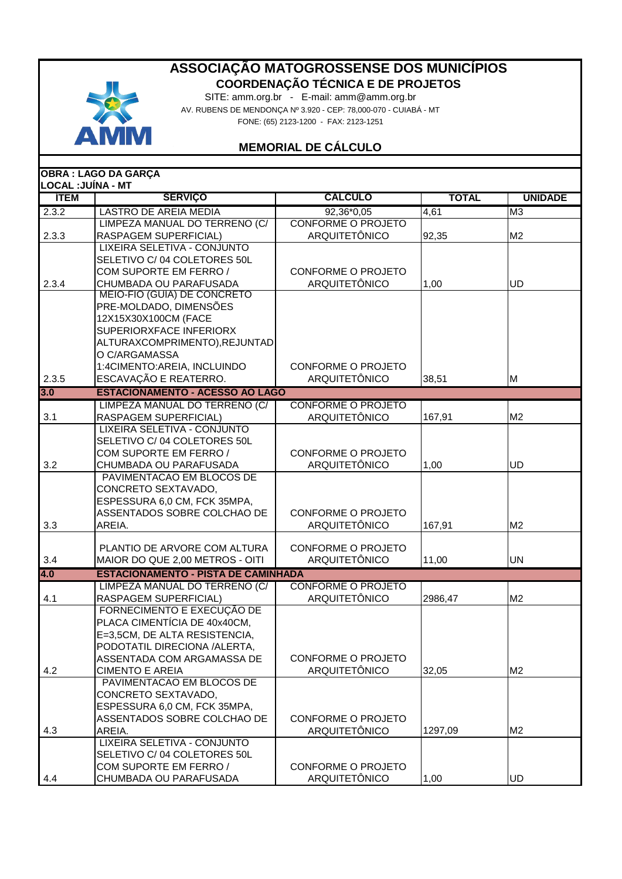# ASSOCIAÇÃO MATOGROSSENSE DOS MUNICÍPIOS

## COORDENAÇÃO TÉCNICA E DE PROJETOS

SITE: amm.org.br - E-mail: amm@amm.org.br

AV. RUBENS DE MENDONÇA Nº 3.920 - CEP: 78,000-070 - CUIABÁ - MT

FONE: (65) 2123-1200 - FAX: 2123-1251

## MEMORIAL DE CÁLCULO

**OBRA : LAGO DA GARÇA**

**LOCAL :JUÍNA - MT**

| ITEM | SERVIÇO | CALCULO | TOTAL | UNIDADE |
|---|---|---|---|---|
| 2.3.2 | LASTRO DE AREIA MEDIA | 92,36*0,05 | 4,61 | M3 |
| 2.3.3 | LIMPEZA MANUAL DO TERRENO (C/ RASPAGEM SUPERFICIAL) | CONFORME O PROJETO ARQUITETÔNICO | 92,35 | M2 |
| 2.3.4 | LIXEIRA SELETIVA - CONJUNTO SELETIVO C/ 04 COLETORES 50L COM SUPORTE EM FERRO / CHUMBADA OU PARAFUSADA | CONFORME O PROJETO ARQUITETÔNICO | 1,00 | UD |
| 2.3.5 | MEIO-FIO (GUIA) DE CONCRETO PRE-MOLDADO, DIMENSÕES 12X15X30X100CM (FACE SUPERIORXFACE INFERIORX ALTURAXCOMPRIMENTO),REJUNTADO C/ARGAMASSA 1:4CIMENTO:AREIA, INCLUINDO ESCAVAÇÃO E REATERRO. | CONFORME O PROJETO ARQUITETÔNICO | 38,51 | M |
| **3.0** | **ESTACIONAMENTO - ACESSO AO LAGO** | | | |
| 3.1 | LIMPEZA MANUAL DO TERRENO (C/ RASPAGEM SUPERFICIAL) | CONFORME O PROJETO ARQUITETÔNICO | 167,91 | M2 |
| 3.2 | LIXEIRA SELETIVA - CONJUNTO SELETIVO C/ 04 COLETORES 50L COM SUPORTE EM FERRO / CHUMBADA OU PARAFUSADA | CONFORME O PROJETO ARQUITETÔNICO | 1,00 | UD |
| 3.3 | PAVIMENTACAO EM BLOCOS DE CONCRETO SEXTAVADO, ESPESSURA 6,0 CM, FCK 35MPA, ASSENTADOS SOBRE COLCHAO DE AREIA. | CONFORME O PROJETO ARQUITETÔNICO | 167,91 | M2 |
| 3.4 | PLANTIO DE ARVORE COM ALTURA MAIOR DO QUE 2,00 METROS - OITI | CONFORME O PROJETO ARQUITETÔNICO | 11,00 | UN |
| **4.0** | **ESTACIONAMENTO - PISTA DE CAMINHADA** | | | |
| 4.1 | LIMPEZA MANUAL DO TERRENO (C/ RASPAGEM SUPERFICIAL) | CONFORME O PROJETO ARQUITETÔNICO | 2986,47 | M2 |
| 4.2 | FORNECIMENTO E EXECUÇÃO DE PLACA CIMENTÍCIA DE 40x40CM, E=3,5CM, DE ALTA RESISTENCIA, PODOTATIL DIRECIONA /ALERTA, ASSENTADA COM ARGAMASSA DE CIMENTO E AREIA | CONFORME O PROJETO ARQUITETÔNICO | 32,05 | M2 |
| 4.3 | PAVIMENTACAO EM BLOCOS DE CONCRETO SEXTAVADO, ESPESSURA 6,0 CM, FCK 35MPA, ASSENTADOS SOBRE COLCHAO DE AREIA. | CONFORME O PROJETO ARQUITETÔNICO | 1297,09 | M2 |
| 4.4 | LIXEIRA SELETIVA - CONJUNTO SELETIVO C/ 04 COLETORES 50L COM SUPORTE EM FERRO / CHUMBADA OU PARAFUSADA | CONFORME O PROJETO ARQUITETÔNICO | 1,00 | UD |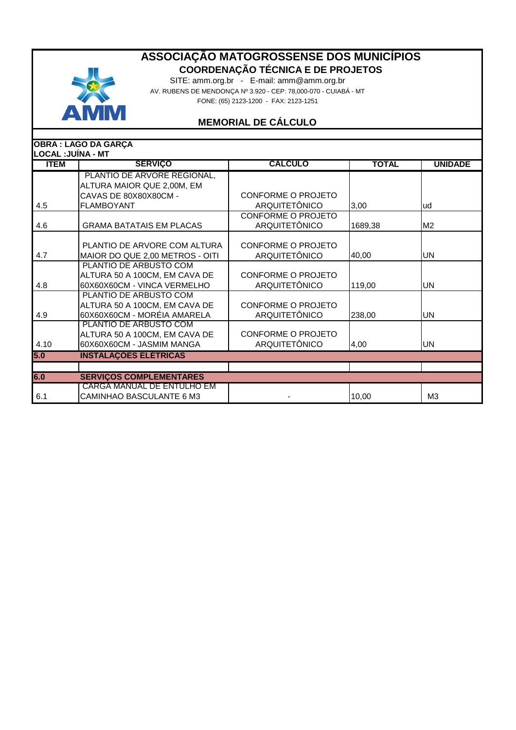# ASSOCIAÇÃO MATOGROSSENSE DOS MUNICÍPIOS

## COORDENAÇÃO TÉCNICA E DE PROJETOS

SITE: amm.org.br - E-mail: amm@amm.org.br

AV. RUBENS DE MENDONÇA Nº 3.920 - CEP: 78,000-070 - CUIABÁ - MT

FONE: (65) 2123-1200 - FAX: 2123-1251

## MEMORIAL DE CÁLCULO

**OBRA : LAGO DA GARÇA**
**LOCAL :JUÍNA - MT**

| ITEM | SERVIÇO | CÁLCULO | TOTAL | UNIDADE |
|---|---|---|---|---|
| 4.5 | PLANTIO DE ARVORE REGIONAL, ALTURA MAIOR QUE 2,00M, EM CAVAS DE 80X80X80CM - FLAMBOYANT | CONFORME O PROJETO ARQUITETÔNICO | 3,00 | ud |
| 4.6 | GRAMA BATATAIS EM PLACAS | CONFORME O PROJETO ARQUITETÔNICO | 1689,38 | M2 |
| 4.7 | PLANTIO DE ARVORE COM ALTURA MAIOR DO QUE 2,00 METROS - OITI | CONFORME O PROJETO ARQUITETÔNICO | 40,00 | UN |
| 4.8 | PLANTIO DE ARBUSTO COM ALTURA 50 A 100CM, EM CAVA DE 60X60X60CM - VINCA VERMELHO | CONFORME O PROJETO ARQUITETÔNICO | 119,00 | UN |
| 4.9 | PLANTIO DE ARBUSTO COM ALTURA 50 A 100CM, EM CAVA DE 60X60X60CM - MORÉIA AMARELA | CONFORME O PROJETO ARQUITETÔNICO | 238,00 | UN |
| 4.10 | PLANTIO DE ARBUSTO COM ALTURA 50 A 100CM, EM CAVA DE 60X60X60CM - JASMIM MANGA | CONFORME O PROJETO ARQUITETÔNICO | 4,00 | UN |
| **5.0** | **INSTALAÇÕES ELÉTRICAS** | | | |
| | | | | |
| **6.0** | **SERVIÇOS COMPLEMENTARES** | | | |
| 6.1 | CARGA MANUAL DE ENTULHO EM CAMINHAO BASCULANTE 6 M3 | - | 10,00 | M3 |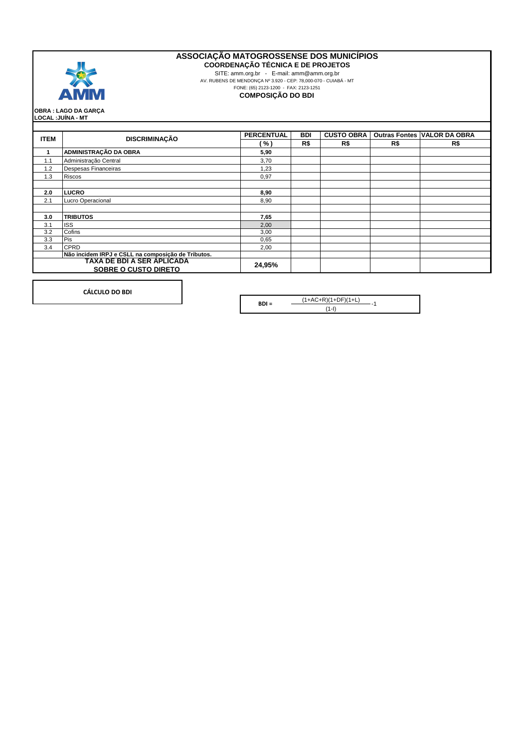# ASSOCIAÇÃO MATOGROSSENSE DOS MUNICÍPIOS

**COORDENAÇÃO TÉCNICA E DE PROJETOS**

SITE: amm.org.br - E-mail: amm@amm.org.br

AV. RUBENS DE MENDONÇA Nº 3.920 - CEP: 78,000-070 - CUIABÁ - MT

FONE: (65) 2123-1200 - FAX: 2123-1251

**COMPOSIÇÃO DO BDI**

**OBRA : LAGO DA GARÇA**
**LOCAL :JUÍNA - MT**

| ITEM | DISCRIMINAÇÃO | PERCENTUAL | BDI | CUSTO OBRA | Outras Fontes | VALOR DA OBRA |
|---|---|---|---|---|---|---|
| | | ( % ) | R$ | R$ | R$ | R$ |
| **1** | **ADMINISTRAÇÃO DA OBRA** | **5,90** | | | | |
| 1.1 | Administração Central | 3,70 | | | | |
| 1.2 | Despesas Financeiras | 1,23 | | | | |
| 1.3 | Riscos | 0,97 | | | | |
| | | | | | | |
| **2.0** | **LUCRO** | **8,90** | | | | |
| 2.1 | Lucro Operacional | 8,90 | | | | |
| | | | | | | |
| **3.0** | **TRIBUTOS** | **7,65** | | | | |
| 3.1 | ISS | 2,00 | | | | |
| 3.2 | Cofins | 3,00 | | | | |
| 3.3 | Pis | 0,65 | | | | |
| 3.4 | CPRD | 2,00 | | | | |
| | **Não incidem IRPJ e CSLL na composição de Tributos.** | | | | | |
| **TAXA DE BDI A SER APLICADA SOBRE O CUSTO DIRETO** | | **24,95%** | | | | |

**CÁLCULO DO BDI**

$$BDI = \frac{(1+AC+R)(1+DF)(1+L)}{(1-I)} - 1$$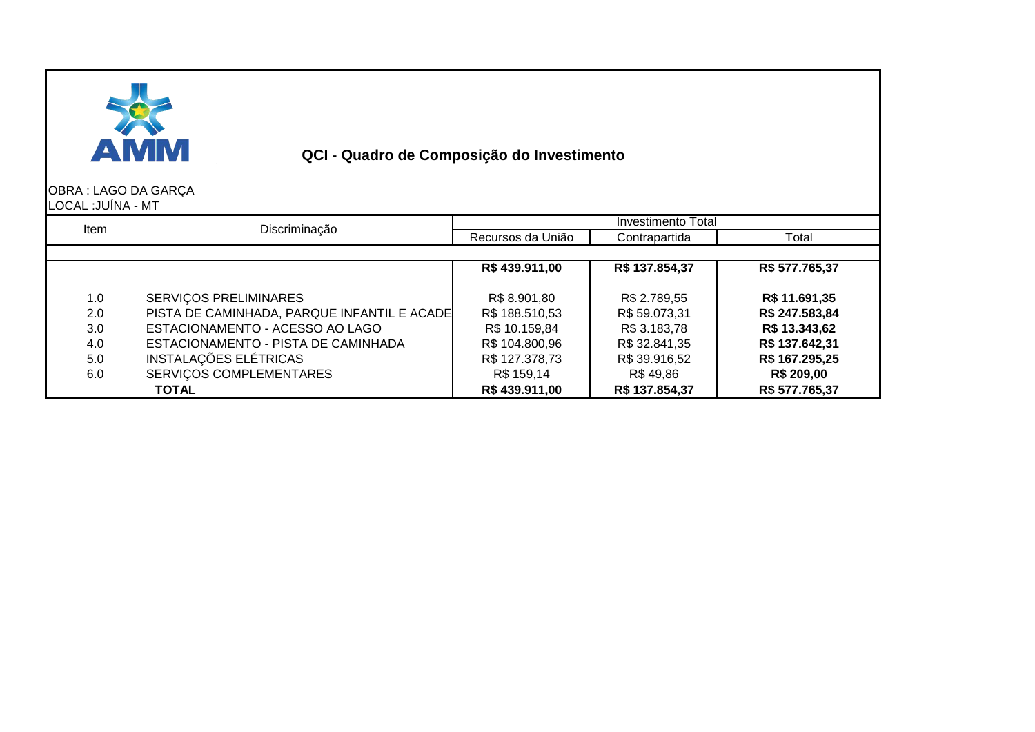AMM

# QCI - Quadro de Composição do Investimento

OBRA : LAGO DA GARÇA
LOCAL :JUÍNA - MT

| Item | Discriminação | Investimento Total | | |
|---|---|---|---|---|
| | | Recursos da União | Contrapartida | Total |
| | | **R$ 439.911,00** | **R$ 137.854,37** | **R$ 577.765,37** |
| 1.0 | SERVIÇOS PRELIMINARES | R$ 8.901,80 | R$ 2.789,55 | **R$ 11.691,35** |
| 2.0 | PISTA DE CAMINHADA, PARQUE INFANTIL E ACADE | R$ 188.510,53 | R$ 59.073,31 | **R$ 247.583,84** |
| 3.0 | ESTACIONAMENTO - ACESSO AO LAGO | R$ 10.159,84 | R$ 3.183,78 | **R$ 13.343,62** |
| 4.0 | ESTACIONAMENTO - PISTA DE CAMINHADA | R$ 104.800,96 | R$ 32.841,35 | **R$ 137.642,31** |
| 5.0 | INSTALAÇÕES ELÉTRICAS | R$ 127.378,73 | R$ 39.916,52 | **R$ 167.295,25** |
| 6.0 | SERVIÇOS COMPLEMENTARES | R$ 159,14 | R$ 49,86 | **R$ 209,00** |
| | **TOTAL** | **R$ 439.911,00** | **R$ 137.854,37** | **R$ 577.765,37** |